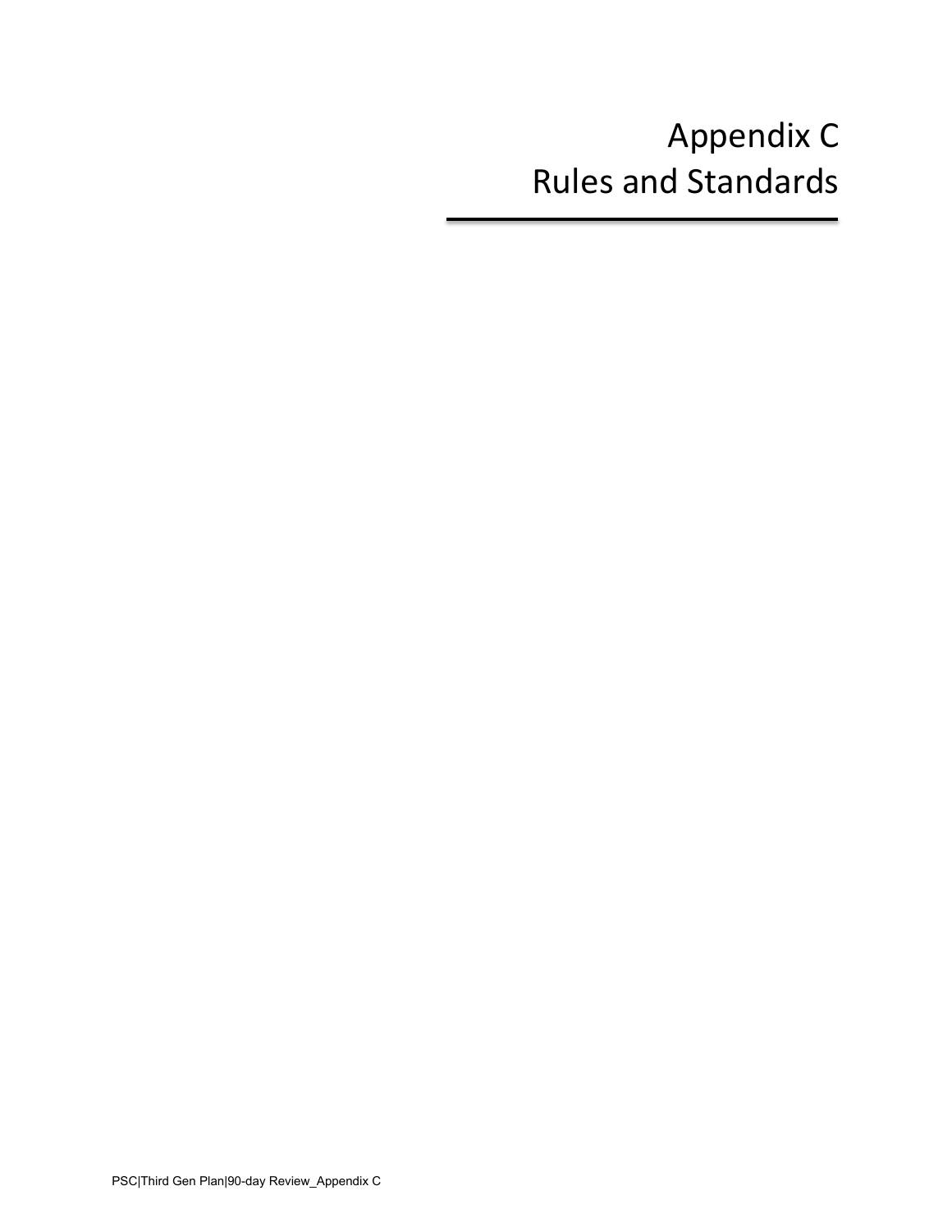# Appendix C
# Rules and Standards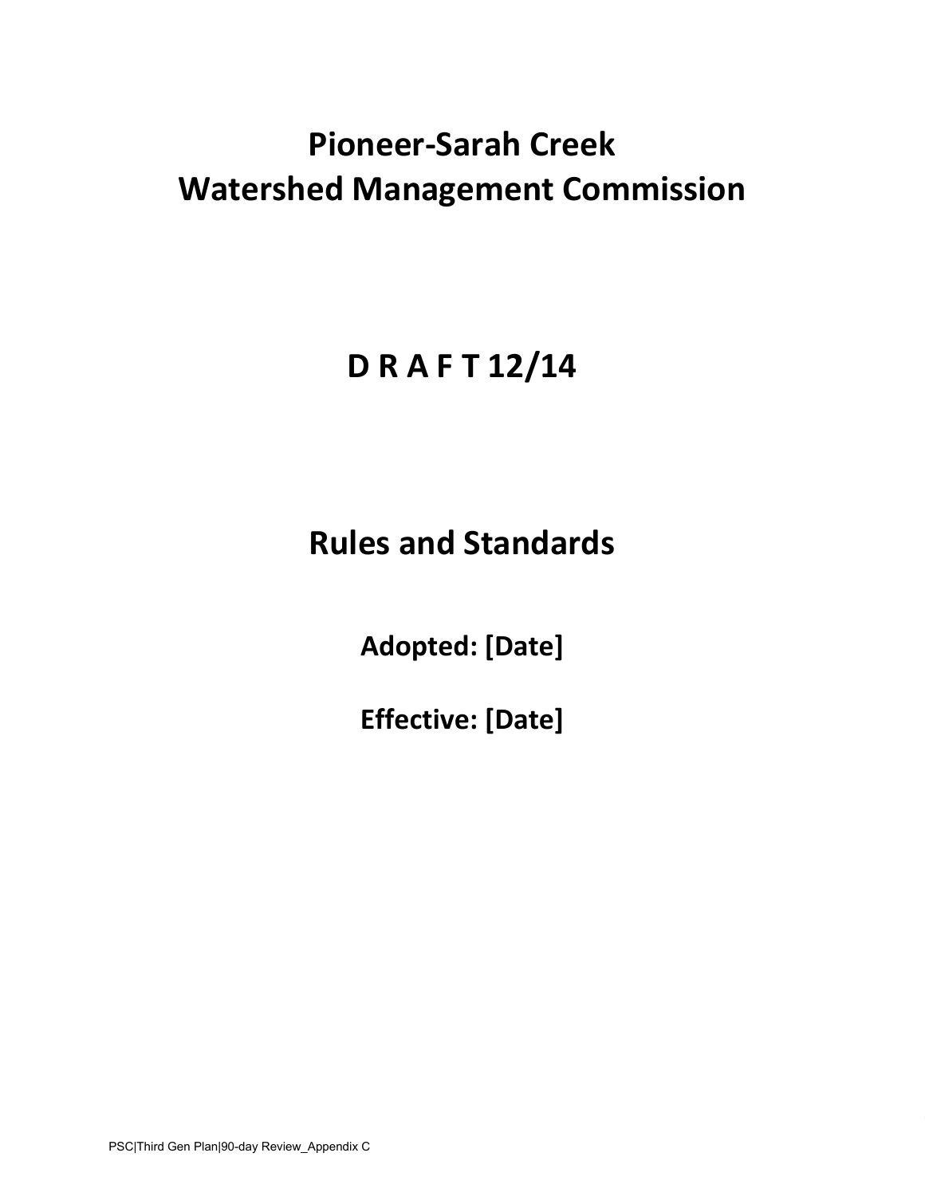# Pioneer-Sarah Creek Watershed Management Commission

# D R A F T 12/14

# Rules and Standards

**Adopted: [Date]**

**Effective: [Date]**

PSC|Third Gen Plan|90-day Review_Appendix C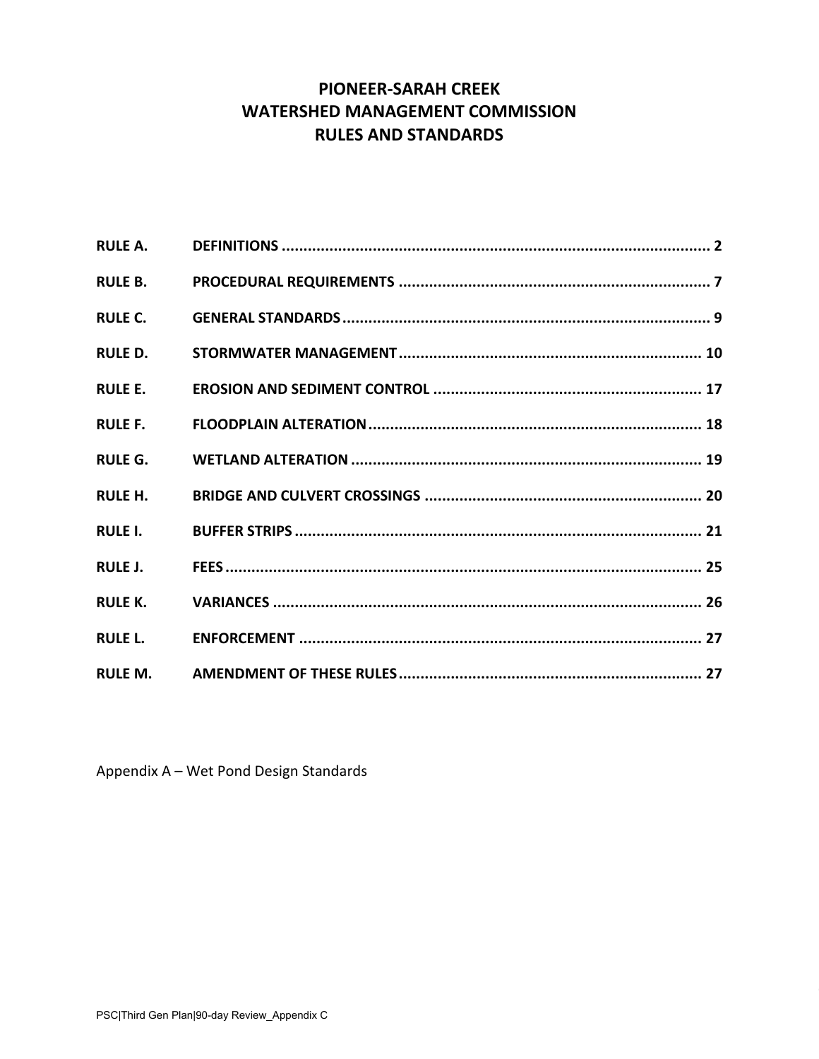# PIONEER-SARAH CREEK WATERSHED MANAGEMENT COMMISSION RULES AND STANDARDS

| | | |
|---|---|---|
| **RULE A.** | **DEFINITIONS** | **2** |
| **RULE B.** | **PROCEDURAL REQUIREMENTS** | **7** |
| **RULE C.** | **GENERAL STANDARDS** | **9** |
| **RULE D.** | **STORMWATER MANAGEMENT** | **10** |
| **RULE E.** | **EROSION AND SEDIMENT CONTROL** | **17** |
| **RULE F.** | **FLOODPLAIN ALTERATION** | **18** |
| **RULE G.** | **WETLAND ALTERATION** | **19** |
| **RULE H.** | **BRIDGE AND CULVERT CROSSINGS** | **20** |
| **RULE I.** | **BUFFER STRIPS** | **21** |
| **RULE J.** | **FEES** | **25** |
| **RULE K.** | **VARIANCES** | **26** |
| **RULE L.** | **ENFORCEMENT** | **27** |
| **RULE M.** | **AMENDMENT OF THESE RULES** | **27** |

Appendix A – Wet Pond Design Standards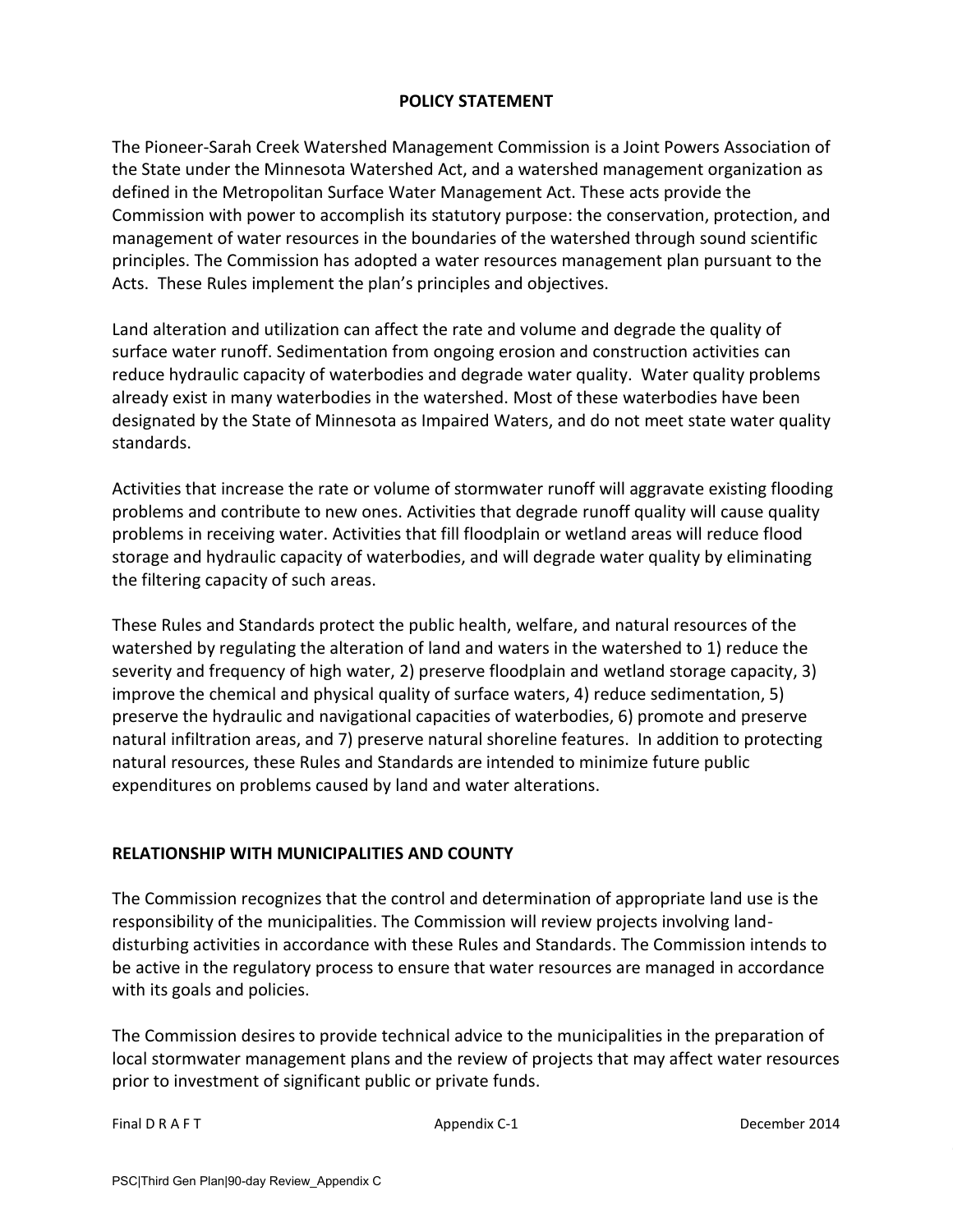## POLICY STATEMENT

The Pioneer-Sarah Creek Watershed Management Commission is a Joint Powers Association of the State under the Minnesota Watershed Act, and a watershed management organization as defined in the Metropolitan Surface Water Management Act. These acts provide the Commission with power to accomplish its statutory purpose: the conservation, protection, and management of water resources in the boundaries of the watershed through sound scientific principles. The Commission has adopted a water resources management plan pursuant to the Acts. These Rules implement the plan's principles and objectives.

Land alteration and utilization can affect the rate and volume and degrade the quality of surface water runoff. Sedimentation from ongoing erosion and construction activities can reduce hydraulic capacity of waterbodies and degrade water quality. Water quality problems already exist in many waterbodies in the watershed. Most of these waterbodies have been designated by the State of Minnesota as Impaired Waters, and do not meet state water quality standards.

Activities that increase the rate or volume of stormwater runoff will aggravate existing flooding problems and contribute to new ones. Activities that degrade runoff quality will cause quality problems in receiving water. Activities that fill floodplain or wetland areas will reduce flood storage and hydraulic capacity of waterbodies, and will degrade water quality by eliminating the filtering capacity of such areas.

These Rules and Standards protect the public health, welfare, and natural resources of the watershed by regulating the alteration of land and waters in the watershed to 1) reduce the severity and frequency of high water, 2) preserve floodplain and wetland storage capacity, 3) improve the chemical and physical quality of surface waters, 4) reduce sedimentation, 5) preserve the hydraulic and navigational capacities of waterbodies, 6) promote and preserve natural infiltration areas, and 7) preserve natural shoreline features. In addition to protecting natural resources, these Rules and Standards are intended to minimize future public expenditures on problems caused by land and water alterations.

## RELATIONSHIP WITH MUNICIPALITIES AND COUNTY

The Commission recognizes that the control and determination of appropriate land use is the responsibility of the municipalities. The Commission will review projects involving land-disturbing activities in accordance with these Rules and Standards. The Commission intends to be active in the regulatory process to ensure that water resources are managed in accordance with its goals and policies.

The Commission desires to provide technical advice to the municipalities in the preparation of local stormwater management plans and the review of projects that may affect water resources prior to investment of significant public or private funds.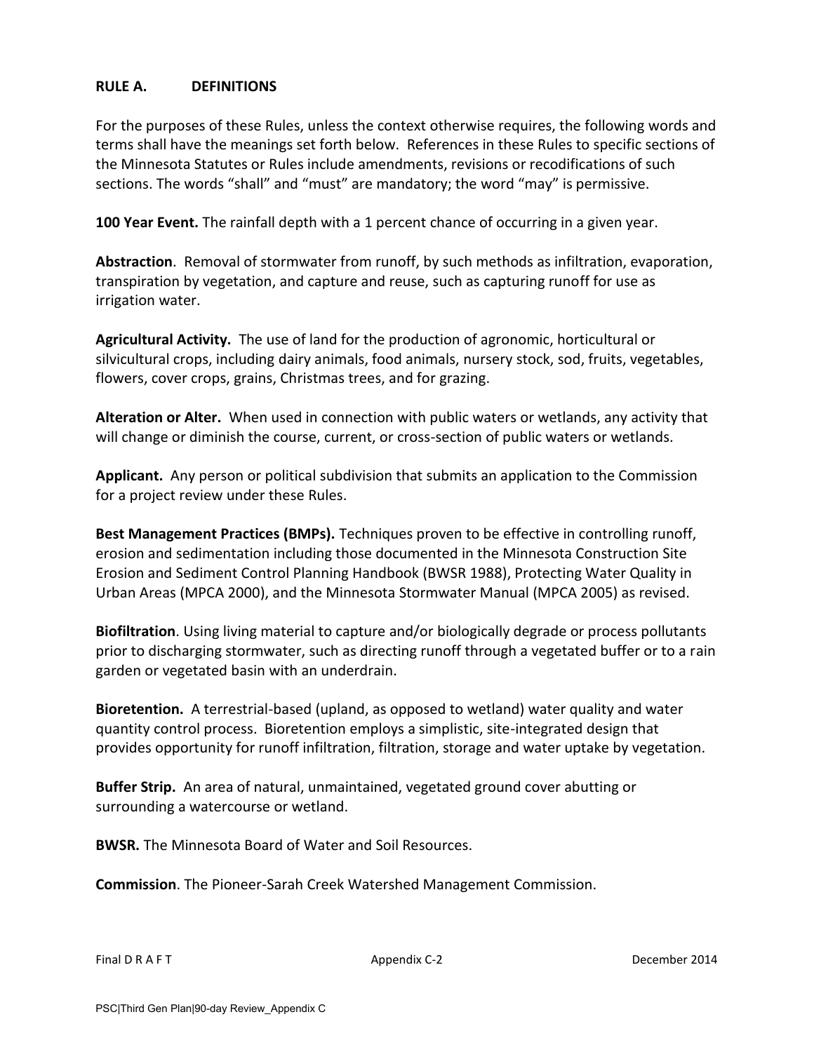## RULE A. DEFINITIONS

For the purposes of these Rules, unless the context otherwise requires, the following words and terms shall have the meanings set forth below. References in these Rules to specific sections of the Minnesota Statutes or Rules include amendments, revisions or recodifications of such sections. The words "shall" and "must" are mandatory; the word "may" is permissive.

**100 Year Event.** The rainfall depth with a 1 percent chance of occurring in a given year.

**Abstraction**. Removal of stormwater from runoff, by such methods as infiltration, evaporation, transpiration by vegetation, and capture and reuse, such as capturing runoff for use as irrigation water.

**Agricultural Activity.** The use of land for the production of agronomic, horticultural or silvicultural crops, including dairy animals, food animals, nursery stock, sod, fruits, vegetables, flowers, cover crops, grains, Christmas trees, and for grazing.

**Alteration or Alter.** When used in connection with public waters or wetlands, any activity that will change or diminish the course, current, or cross-section of public waters or wetlands.

**Applicant.** Any person or political subdivision that submits an application to the Commission for a project review under these Rules.

**Best Management Practices (BMPs).** Techniques proven to be effective in controlling runoff, erosion and sedimentation including those documented in the Minnesota Construction Site Erosion and Sediment Control Planning Handbook (BWSR 1988), Protecting Water Quality in Urban Areas (MPCA 2000), and the Minnesota Stormwater Manual (MPCA 2005) as revised.

**Biofiltration**. Using living material to capture and/or biologically degrade or process pollutants prior to discharging stormwater, such as directing runoff through a vegetated buffer or to a rain garden or vegetated basin with an underdrain.

**Bioretention.** A terrestrial-based (upland, as opposed to wetland) water quality and water quantity control process. Bioretention employs a simplistic, site-integrated design that provides opportunity for runoff infiltration, filtration, storage and water uptake by vegetation.

**Buffer Strip.** An area of natural, unmaintained, vegetated ground cover abutting or surrounding a watercourse or wetland.

**BWSR.** The Minnesota Board of Water and Soil Resources.

**Commission**. The Pioneer-Sarah Creek Watershed Management Commission.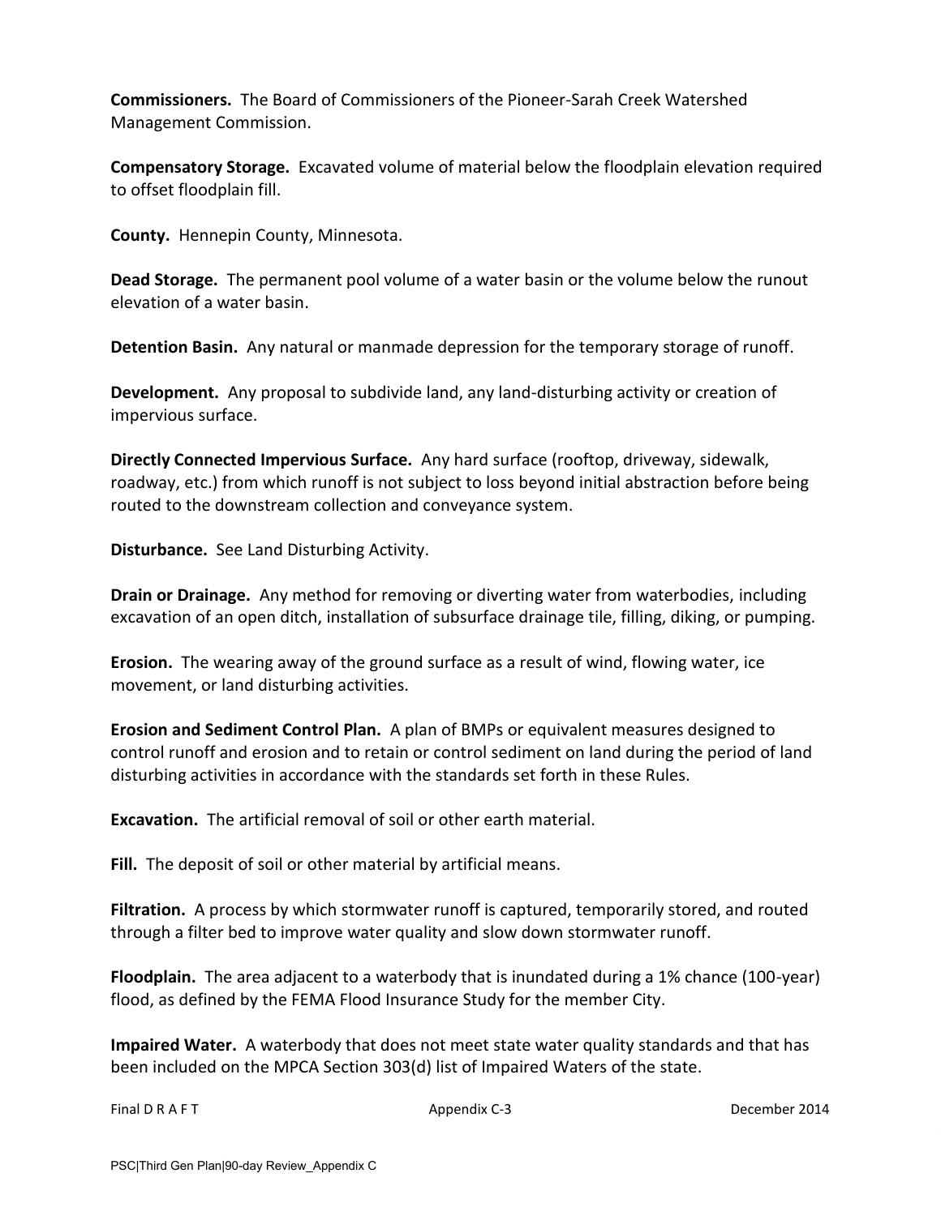**Commissioners.** The Board of Commissioners of the Pioneer-Sarah Creek Watershed Management Commission.

**Compensatory Storage.** Excavated volume of material below the floodplain elevation required to offset floodplain fill.

**County.** Hennepin County, Minnesota.

**Dead Storage.** The permanent pool volume of a water basin or the volume below the runout elevation of a water basin.

**Detention Basin.** Any natural or manmade depression for the temporary storage of runoff.

**Development.** Any proposal to subdivide land, any land-disturbing activity or creation of impervious surface.

**Directly Connected Impervious Surface.** Any hard surface (rooftop, driveway, sidewalk, roadway, etc.) from which runoff is not subject to loss beyond initial abstraction before being routed to the downstream collection and conveyance system.

**Disturbance.** See Land Disturbing Activity.

**Drain or Drainage.** Any method for removing or diverting water from waterbodies, including excavation of an open ditch, installation of subsurface drainage tile, filling, diking, or pumping.

**Erosion.** The wearing away of the ground surface as a result of wind, flowing water, ice movement, or land disturbing activities.

**Erosion and Sediment Control Plan.** A plan of BMPs or equivalent measures designed to control runoff and erosion and to retain or control sediment on land during the period of land disturbing activities in accordance with the standards set forth in these Rules.

**Excavation.** The artificial removal of soil or other earth material.

**Fill.** The deposit of soil or other material by artificial means.

**Filtration.** A process by which stormwater runoff is captured, temporarily stored, and routed through a filter bed to improve water quality and slow down stormwater runoff.

**Floodplain.** The area adjacent to a waterbody that is inundated during a 1% chance (100-year) flood, as defined by the FEMA Flood Insurance Study for the member City.

**Impaired Water.** A waterbody that does not meet state water quality standards and that has been included on the MPCA Section 303(d) list of Impaired Waters of the state.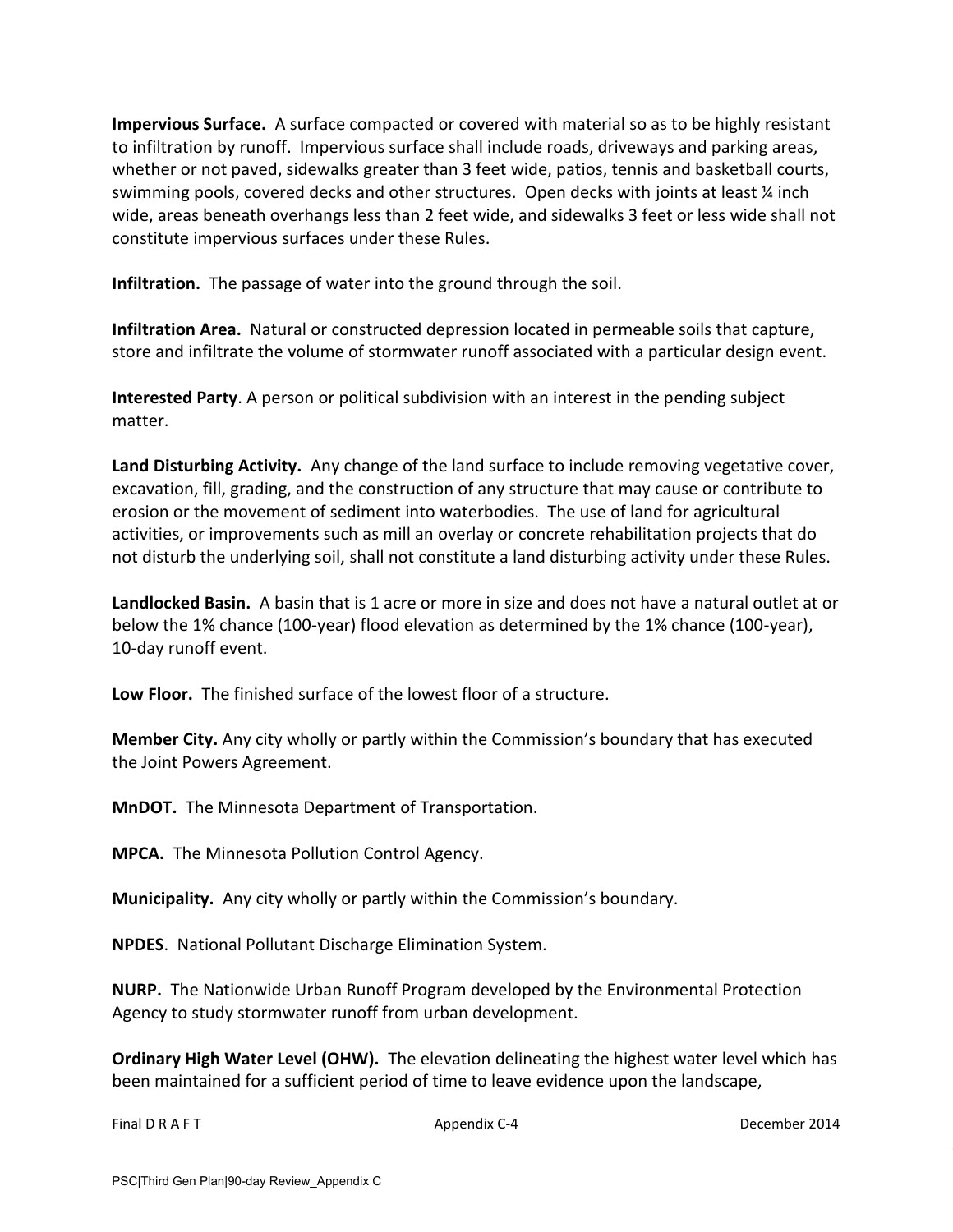**Impervious Surface.** A surface compacted or covered with material so as to be highly resistant to infiltration by runoff. Impervious surface shall include roads, driveways and parking areas, whether or not paved, sidewalks greater than 3 feet wide, patios, tennis and basketball courts, swimming pools, covered decks and other structures. Open decks with joints at least ¼ inch wide, areas beneath overhangs less than 2 feet wide, and sidewalks 3 feet or less wide shall not constitute impervious surfaces under these Rules.

**Infiltration.** The passage of water into the ground through the soil.

**Infiltration Area.** Natural or constructed depression located in permeable soils that capture, store and infiltrate the volume of stormwater runoff associated with a particular design event.

**Interested Party**. A person or political subdivision with an interest in the pending subject matter.

**Land Disturbing Activity.** Any change of the land surface to include removing vegetative cover, excavation, fill, grading, and the construction of any structure that may cause or contribute to erosion or the movement of sediment into waterbodies. The use of land for agricultural activities, or improvements such as mill an overlay or concrete rehabilitation projects that do not disturb the underlying soil, shall not constitute a land disturbing activity under these Rules.

**Landlocked Basin.** A basin that is 1 acre or more in size and does not have a natural outlet at or below the 1% chance (100-year) flood elevation as determined by the 1% chance (100-year), 10-day runoff event.

**Low Floor.** The finished surface of the lowest floor of a structure.

**Member City.** Any city wholly or partly within the Commission's boundary that has executed the Joint Powers Agreement.

**MnDOT.** The Minnesota Department of Transportation.

**MPCA.** The Minnesota Pollution Control Agency.

**Municipality.** Any city wholly or partly within the Commission's boundary.

**NPDES**. National Pollutant Discharge Elimination System.

**NURP.** The Nationwide Urban Runoff Program developed by the Environmental Protection Agency to study stormwater runoff from urban development.

**Ordinary High Water Level (OHW).** The elevation delineating the highest water level which has been maintained for a sufficient period of time to leave evidence upon the landscape,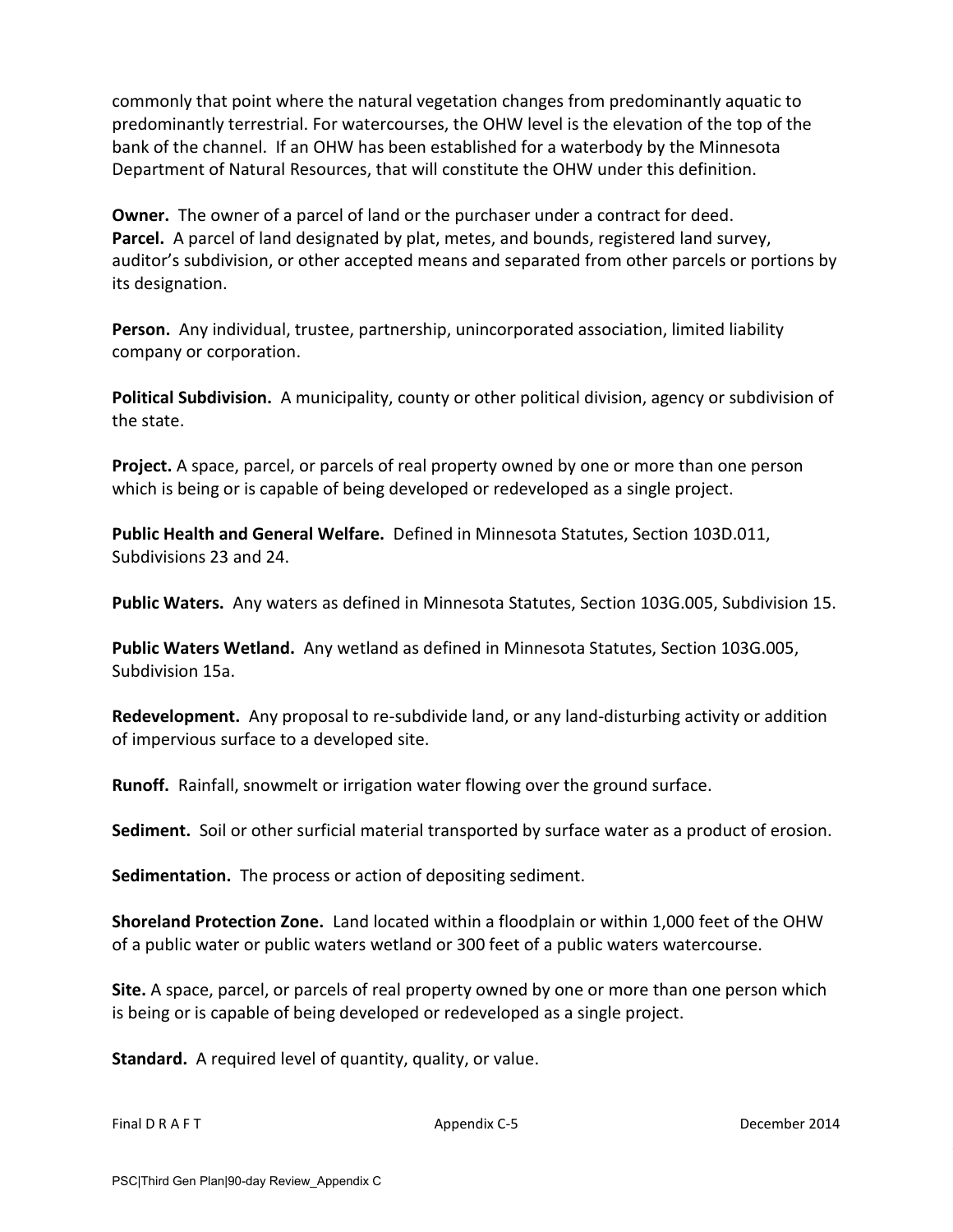commonly that point where the natural vegetation changes from predominantly aquatic to predominantly terrestrial. For watercourses, the OHW level is the elevation of the top of the bank of the channel. If an OHW has been established for a waterbody by the Minnesota Department of Natural Resources, that will constitute the OHW under this definition.

**Owner.** The owner of a parcel of land or the purchaser under a contract for deed.
**Parcel.** A parcel of land designated by plat, metes, and bounds, registered land survey, auditor's subdivision, or other accepted means and separated from other parcels or portions by its designation.

**Person.** Any individual, trustee, partnership, unincorporated association, limited liability company or corporation.

**Political Subdivision.** A municipality, county or other political division, agency or subdivision of the state.

**Project.** A space, parcel, or parcels of real property owned by one or more than one person which is being or is capable of being developed or redeveloped as a single project.

**Public Health and General Welfare.** Defined in Minnesota Statutes, Section 103D.011, Subdivisions 23 and 24.

**Public Waters.** Any waters as defined in Minnesota Statutes, Section 103G.005, Subdivision 15.

**Public Waters Wetland.** Any wetland as defined in Minnesota Statutes, Section 103G.005, Subdivision 15a.

**Redevelopment.** Any proposal to re-subdivide land, or any land-disturbing activity or addition of impervious surface to a developed site.

**Runoff.** Rainfall, snowmelt or irrigation water flowing over the ground surface.

**Sediment.** Soil or other surficial material transported by surface water as a product of erosion.

**Sedimentation.** The process or action of depositing sediment.

**Shoreland Protection Zone.** Land located within a floodplain or within 1,000 feet of the OHW of a public water or public waters wetland or 300 feet of a public waters watercourse.

**Site.** A space, parcel, or parcels of real property owned by one or more than one person which is being or is capable of being developed or redeveloped as a single project.

**Standard.** A required level of quantity, quality, or value.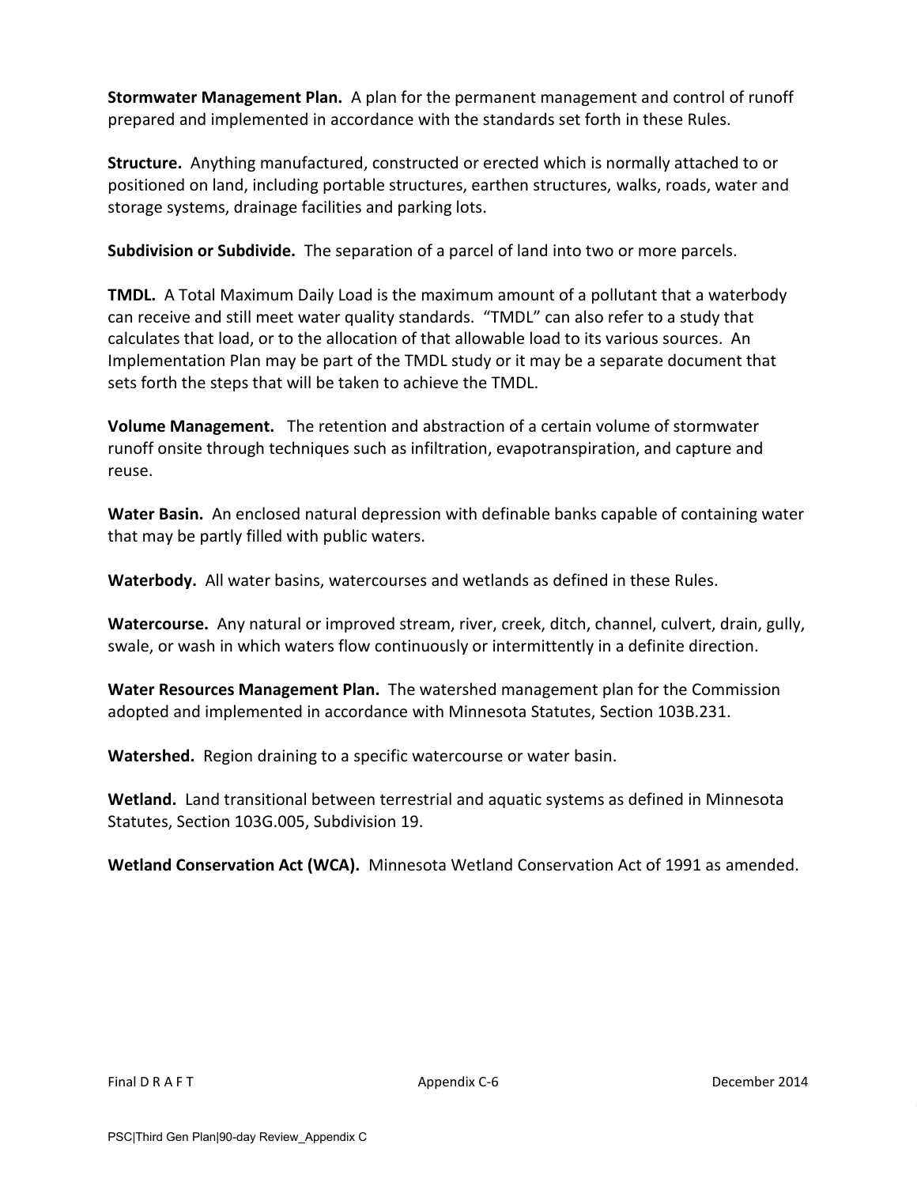**Stormwater Management Plan.** A plan for the permanent management and control of runoff prepared and implemented in accordance with the standards set forth in these Rules.

**Structure.** Anything manufactured, constructed or erected which is normally attached to or positioned on land, including portable structures, earthen structures, walks, roads, water and storage systems, drainage facilities and parking lots.

**Subdivision or Subdivide.** The separation of a parcel of land into two or more parcels.

**TMDL.** A Total Maximum Daily Load is the maximum amount of a pollutant that a waterbody can receive and still meet water quality standards. "TMDL" can also refer to a study that calculates that load, or to the allocation of that allowable load to its various sources. An Implementation Plan may be part of the TMDL study or it may be a separate document that sets forth the steps that will be taken to achieve the TMDL.

**Volume Management.** The retention and abstraction of a certain volume of stormwater runoff onsite through techniques such as infiltration, evapotranspiration, and capture and reuse.

**Water Basin.** An enclosed natural depression with definable banks capable of containing water that may be partly filled with public waters.

**Waterbody.** All water basins, watercourses and wetlands as defined in these Rules.

**Watercourse.** Any natural or improved stream, river, creek, ditch, channel, culvert, drain, gully, swale, or wash in which waters flow continuously or intermittently in a definite direction.

**Water Resources Management Plan.** The watershed management plan for the Commission adopted and implemented in accordance with Minnesota Statutes, Section 103B.231.

**Watershed.** Region draining to a specific watercourse or water basin.

**Wetland.** Land transitional between terrestrial and aquatic systems as defined in Minnesota Statutes, Section 103G.005, Subdivision 19.

**Wetland Conservation Act (WCA).** Minnesota Wetland Conservation Act of 1991 as amended.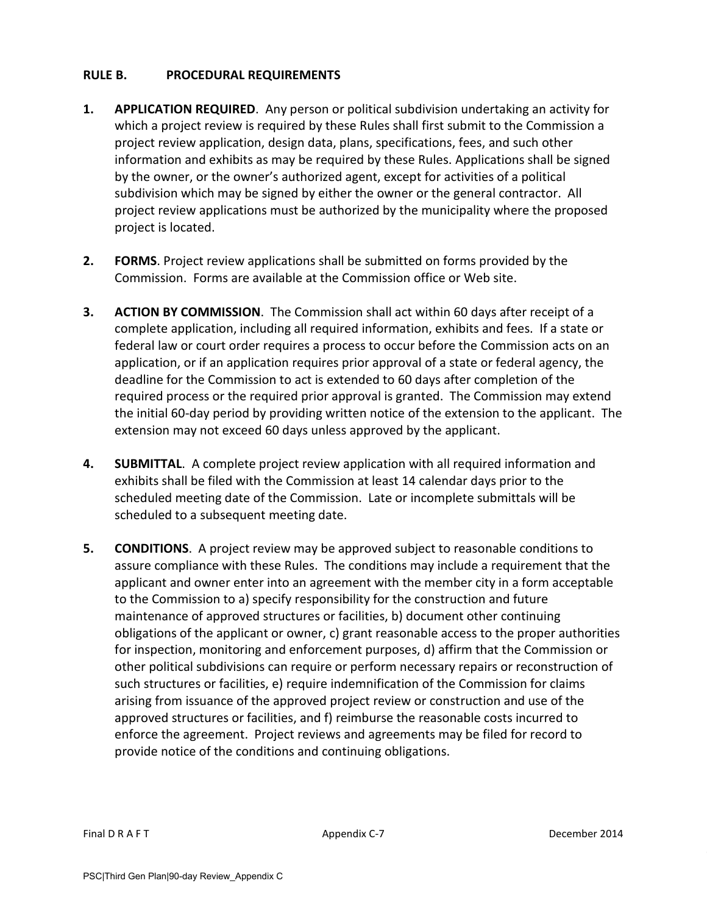## RULE B. PROCEDURAL REQUIREMENTS

1. **APPLICATION REQUIRED**. Any person or political subdivision undertaking an activity for which a project review is required by these Rules shall first submit to the Commission a project review application, design data, plans, specifications, fees, and such other information and exhibits as may be required by these Rules. Applications shall be signed by the owner, or the owner's authorized agent, except for activities of a political subdivision which may be signed by either the owner or the general contractor. All project review applications must be authorized by the municipality where the proposed project is located.

2. **FORMS**. Project review applications shall be submitted on forms provided by the Commission. Forms are available at the Commission office or Web site.

3. **ACTION BY COMMISSION**. The Commission shall act within 60 days after receipt of a complete application, including all required information, exhibits and fees. If a state or federal law or court order requires a process to occur before the Commission acts on an application, or if an application requires prior approval of a state or federal agency, the deadline for the Commission to act is extended to 60 days after completion of the required process or the required prior approval is granted. The Commission may extend the initial 60-day period by providing written notice of the extension to the applicant. The extension may not exceed 60 days unless approved by the applicant.

4. **SUBMITTAL**. A complete project review application with all required information and exhibits shall be filed with the Commission at least 14 calendar days prior to the scheduled meeting date of the Commission. Late or incomplete submittals will be scheduled to a subsequent meeting date.

5. **CONDITIONS**. A project review may be approved subject to reasonable conditions to assure compliance with these Rules. The conditions may include a requirement that the applicant and owner enter into an agreement with the member city in a form acceptable to the Commission to a) specify responsibility for the construction and future maintenance of approved structures or facilities, b) document other continuing obligations of the applicant or owner, c) grant reasonable access to the proper authorities for inspection, monitoring and enforcement purposes, d) affirm that the Commission or other political subdivisions can require or perform necessary repairs or reconstruction of such structures or facilities, e) require indemnification of the Commission for claims arising from issuance of the approved project review or construction and use of the approved structures or facilities, and f) reimburse the reasonable costs incurred to enforce the agreement. Project reviews and agreements may be filed for record to provide notice of the conditions and continuing obligations.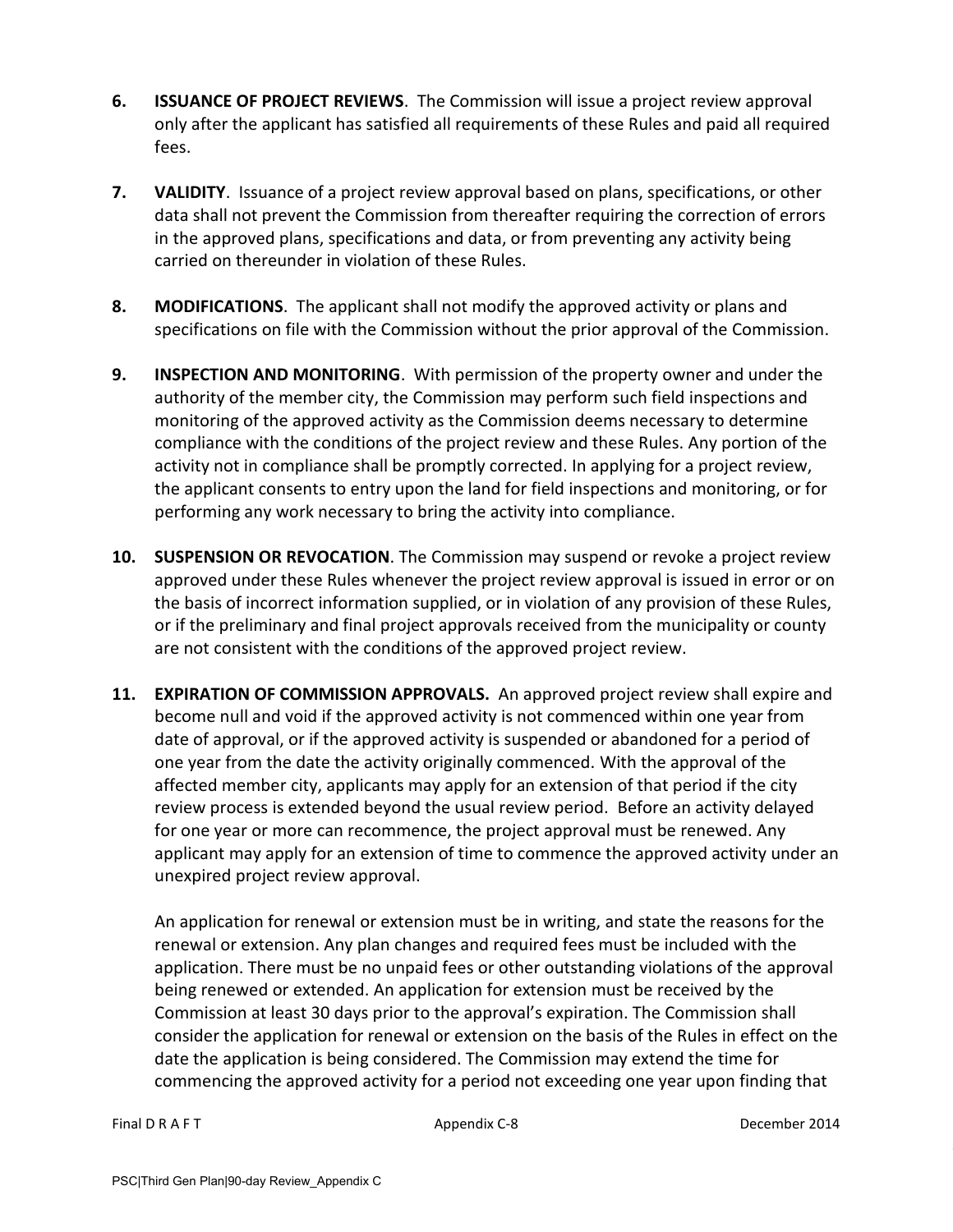6. **ISSUANCE OF PROJECT REVIEWS**. The Commission will issue a project review approval only after the applicant has satisfied all requirements of these Rules and paid all required fees.

7. **VALIDITY**. Issuance of a project review approval based on plans, specifications, or other data shall not prevent the Commission from thereafter requiring the correction of errors in the approved plans, specifications and data, or from preventing any activity being carried on thereunder in violation of these Rules.

8. **MODIFICATIONS**. The applicant shall not modify the approved activity or plans and specifications on file with the Commission without the prior approval of the Commission.

9. **INSPECTION AND MONITORING**. With permission of the property owner and under the authority of the member city, the Commission may perform such field inspections and monitoring of the approved activity as the Commission deems necessary to determine compliance with the conditions of the project review and these Rules. Any portion of the activity not in compliance shall be promptly corrected. In applying for a project review, the applicant consents to entry upon the land for field inspections and monitoring, or for performing any work necessary to bring the activity into compliance.

10. **SUSPENSION OR REVOCATION**. The Commission may suspend or revoke a project review approved under these Rules whenever the project review approval is issued in error or on the basis of incorrect information supplied, or in violation of any provision of these Rules, or if the preliminary and final project approvals received from the municipality or county are not consistent with the conditions of the approved project review.

11. **EXPIRATION OF COMMISSION APPROVALS.** An approved project review shall expire and become null and void if the approved activity is not commenced within one year from date of approval, or if the approved activity is suspended or abandoned for a period of one year from the date the activity originally commenced. With the approval of the affected member city, applicants may apply for an extension of that period if the city review process is extended beyond the usual review period. Before an activity delayed for one year or more can recommence, the project approval must be renewed. Any applicant may apply for an extension of time to commence the approved activity under an unexpired project review approval.

    An application for renewal or extension must be in writing, and state the reasons for the renewal or extension. Any plan changes and required fees must be included with the application. There must be no unpaid fees or other outstanding violations of the approval being renewed or extended. An application for extension must be received by the Commission at least 30 days prior to the approval's expiration. The Commission shall consider the application for renewal or extension on the basis of the Rules in effect on the date the application is being considered. The Commission may extend the time for commencing the approved activity for a period not exceeding one year upon finding that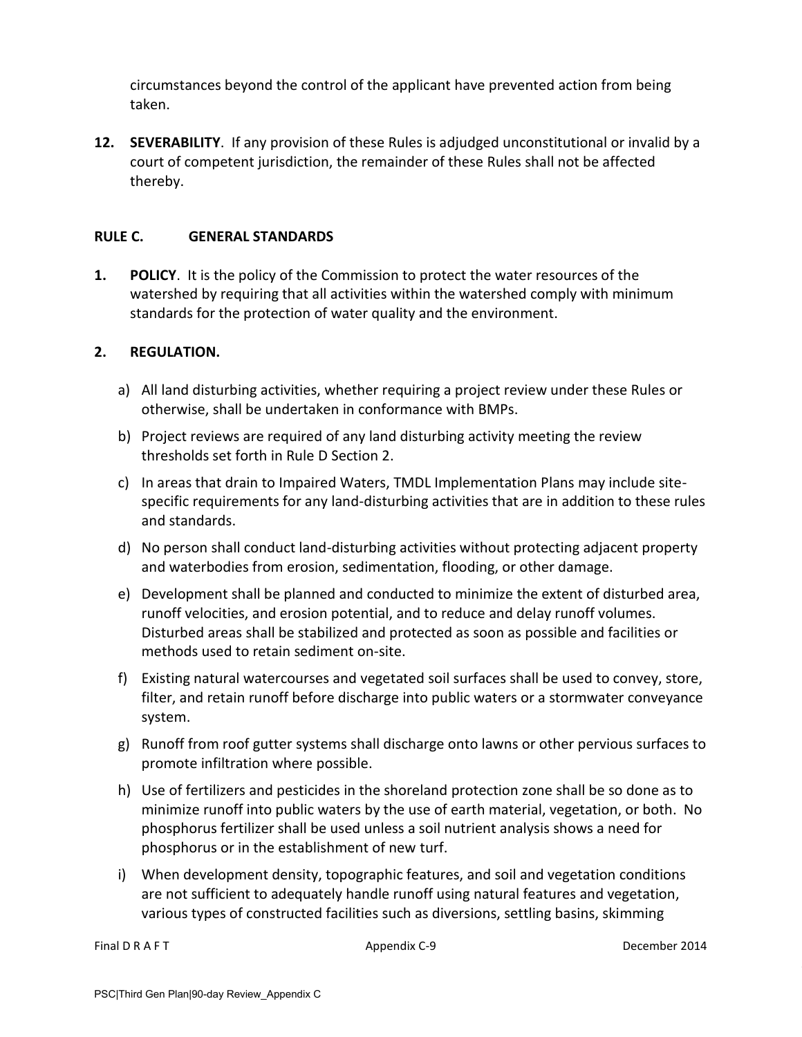circumstances beyond the control of the applicant have prevented action from being taken.

**12. SEVERABILITY**. If any provision of these Rules is adjudged unconstitutional or invalid by a court of competent jurisdiction, the remainder of these Rules shall not be affected thereby.

## RULE C. GENERAL STANDARDS

**1. POLICY**. It is the policy of the Commission to protect the water resources of the watershed by requiring that all activities within the watershed comply with minimum standards for the protection of water quality and the environment.

**2. REGULATION.**

a) All land disturbing activities, whether requiring a project review under these Rules or otherwise, shall be undertaken in conformance with BMPs.

b) Project reviews are required of any land disturbing activity meeting the review thresholds set forth in Rule D Section 2.

c) In areas that drain to Impaired Waters, TMDL Implementation Plans may include site-specific requirements for any land-disturbing activities that are in addition to these rules and standards.

d) No person shall conduct land-disturbing activities without protecting adjacent property and waterbodies from erosion, sedimentation, flooding, or other damage.

e) Development shall be planned and conducted to minimize the extent of disturbed area, runoff velocities, and erosion potential, and to reduce and delay runoff volumes. Disturbed areas shall be stabilized and protected as soon as possible and facilities or methods used to retain sediment on-site.

f) Existing natural watercourses and vegetated soil surfaces shall be used to convey, store, filter, and retain runoff before discharge into public waters or a stormwater conveyance system.

g) Runoff from roof gutter systems shall discharge onto lawns or other pervious surfaces to promote infiltration where possible.

h) Use of fertilizers and pesticides in the shoreland protection zone shall be so done as to minimize runoff into public waters by the use of earth material, vegetation, or both. No phosphorus fertilizer shall be used unless a soil nutrient analysis shows a need for phosphorus or in the establishment of new turf.

i) When development density, topographic features, and soil and vegetation conditions are not sufficient to adequately handle runoff using natural features and vegetation, various types of constructed facilities such as diversions, settling basins, skimming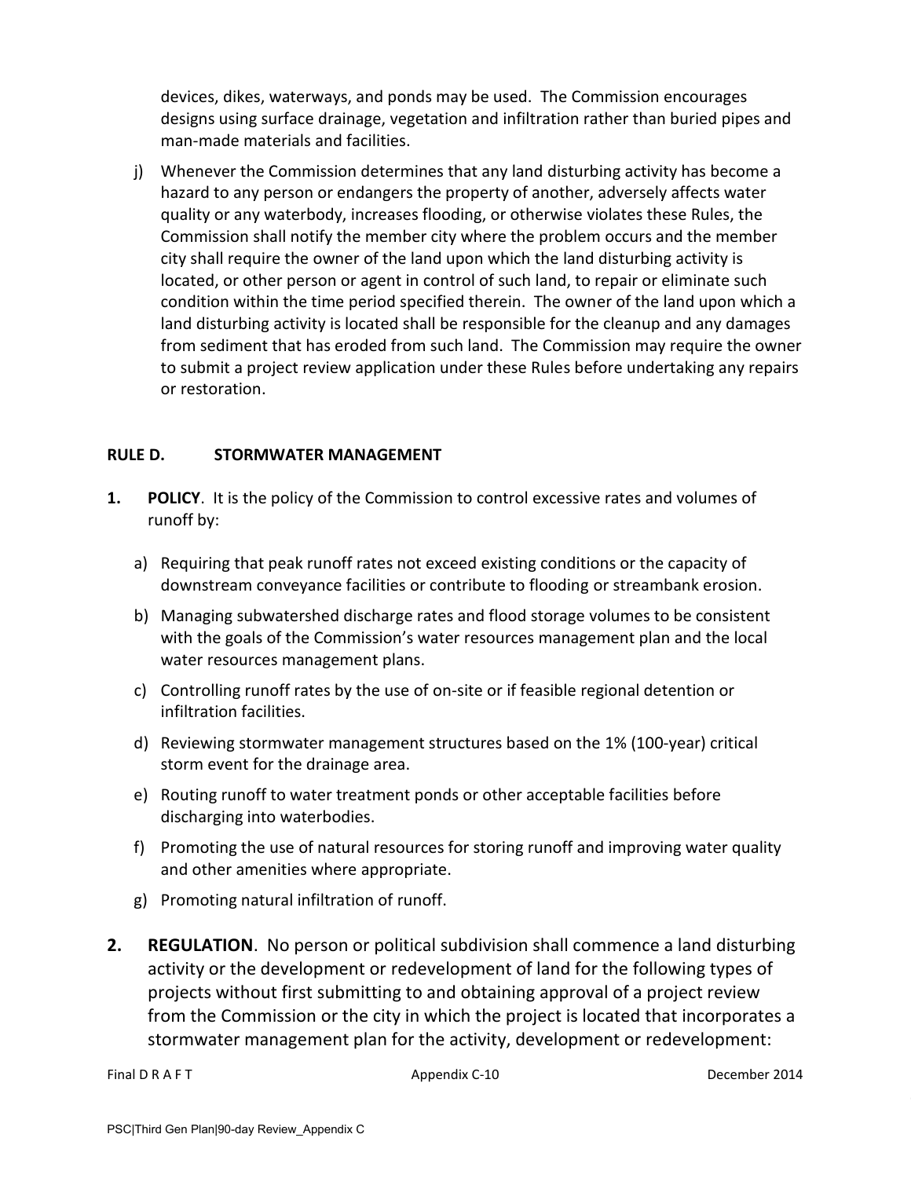devices, dikes, waterways, and ponds may be used. The Commission encourages designs using surface drainage, vegetation and infiltration rather than buried pipes and man-made materials and facilities.

j) Whenever the Commission determines that any land disturbing activity has become a hazard to any person or endangers the property of another, adversely affects water quality or any waterbody, increases flooding, or otherwise violates these Rules, the Commission shall notify the member city where the problem occurs and the member city shall require the owner of the land upon which the land disturbing activity is located, or other person or agent in control of such land, to repair or eliminate such condition within the time period specified therein. The owner of the land upon which a land disturbing activity is located shall be responsible for the cleanup and any damages from sediment that has eroded from such land. The Commission may require the owner to submit a project review application under these Rules before undertaking any repairs or restoration.

## RULE D. STORMWATER MANAGEMENT

**1. POLICY**. It is the policy of the Commission to control excessive rates and volumes of runoff by:

a) Requiring that peak runoff rates not exceed existing conditions or the capacity of downstream conveyance facilities or contribute to flooding or streambank erosion.

b) Managing subwatershed discharge rates and flood storage volumes to be consistent with the goals of the Commission's water resources management plan and the local water resources management plans.

c) Controlling runoff rates by the use of on-site or if feasible regional detention or infiltration facilities.

d) Reviewing stormwater management structures based on the 1% (100-year) critical storm event for the drainage area.

e) Routing runoff to water treatment ponds or other acceptable facilities before discharging into waterbodies.

f) Promoting the use of natural resources for storing runoff and improving water quality and other amenities where appropriate.

g) Promoting natural infiltration of runoff.

**2. REGULATION**. No person or political subdivision shall commence a land disturbing activity or the development or redevelopment of land for the following types of projects without first submitting to and obtaining approval of a project review from the Commission or the city in which the project is located that incorporates a stormwater management plan for the activity, development or redevelopment: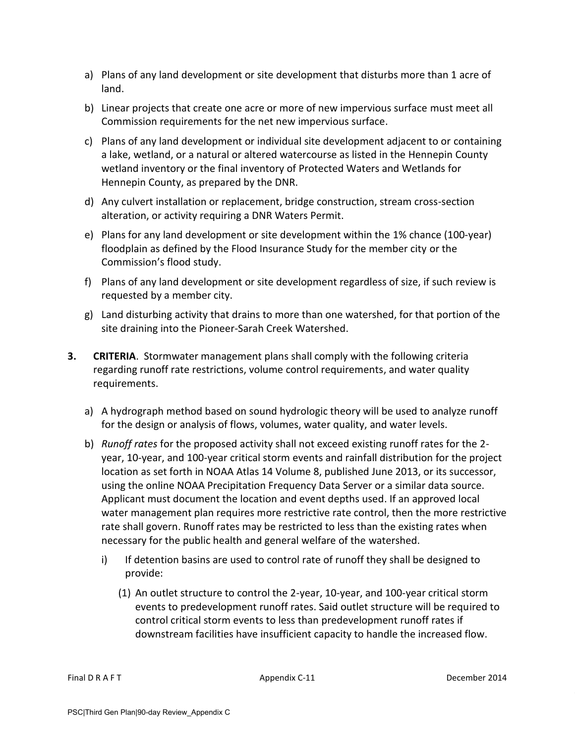a) Plans of any land development or site development that disturbs more than 1 acre of land.

b) Linear projects that create one acre or more of new impervious surface must meet all Commission requirements for the net new impervious surface.

c) Plans of any land development or individual site development adjacent to or containing a lake, wetland, or a natural or altered watercourse as listed in the Hennepin County wetland inventory or the final inventory of Protected Waters and Wetlands for Hennepin County, as prepared by the DNR.

d) Any culvert installation or replacement, bridge construction, stream cross-section alteration, or activity requiring a DNR Waters Permit.

e) Plans for any land development or site development within the 1% chance (100-year) floodplain as defined by the Flood Insurance Study for the member city or the Commission's flood study.

f) Plans of any land development or site development regardless of size, if such review is requested by a member city.

g) Land disturbing activity that drains to more than one watershed, for that portion of the site draining into the Pioneer-Sarah Creek Watershed.

**3. CRITERIA**. Stormwater management plans shall comply with the following criteria regarding runoff rate restrictions, volume control requirements, and water quality requirements.

a) A hydrograph method based on sound hydrologic theory will be used to analyze runoff for the design or analysis of flows, volumes, water quality, and water levels.

b) *Runoff rates* for the proposed activity shall not exceed existing runoff rates for the 2-year, 10-year, and 100-year critical storm events and rainfall distribution for the project location as set forth in NOAA Atlas 14 Volume 8, published June 2013, or its successor, using the online NOAA Precipitation Frequency Data Server or a similar data source. Applicant must document the location and event depths used. If an approved local water management plan requires more restrictive rate control, then the more restrictive rate shall govern. Runoff rates may be restricted to less than the existing rates when necessary for the public health and general welfare of the watershed.

i) If detention basins are used to control rate of runoff they shall be designed to provide:

(1) An outlet structure to control the 2-year, 10-year, and 100-year critical storm events to predevelopment runoff rates. Said outlet structure will be required to control critical storm events to less than predevelopment runoff rates if downstream facilities have insufficient capacity to handle the increased flow.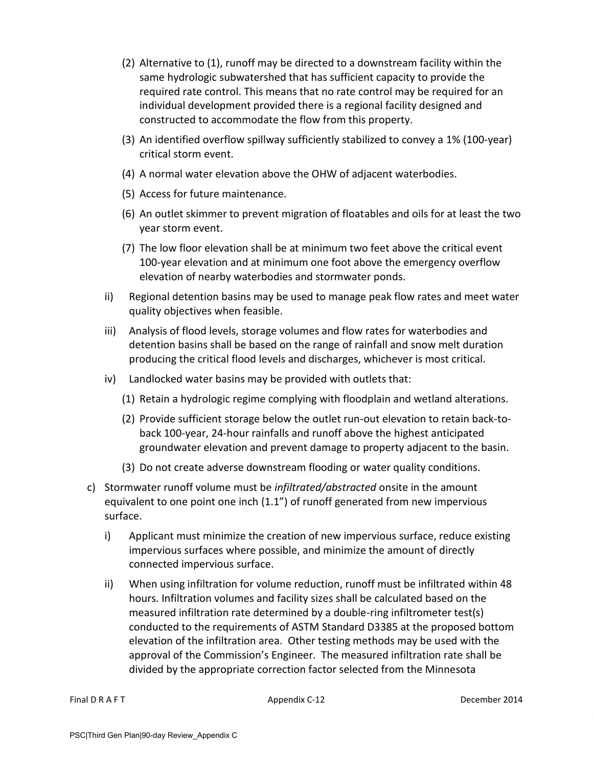(2) Alternative to (1), runoff may be directed to a downstream facility within the same hydrologic subwatershed that has sufficient capacity to provide the required rate control. This means that no rate control may be required for an individual development provided there is a regional facility designed and constructed to accommodate the flow from this property.

(3) An identified overflow spillway sufficiently stabilized to convey a 1% (100-year) critical storm event.

(4) A normal water elevation above the OHW of adjacent waterbodies.

(5) Access for future maintenance.

(6) An outlet skimmer to prevent migration of floatables and oils for at least the two year storm event.

(7) The low floor elevation shall be at minimum two feet above the critical event 100-year elevation and at minimum one foot above the emergency overflow elevation of nearby waterbodies and stormwater ponds.

ii) Regional detention basins may be used to manage peak flow rates and meet water quality objectives when feasible.

iii) Analysis of flood levels, storage volumes and flow rates for waterbodies and detention basins shall be based on the range of rainfall and snow melt duration producing the critical flood levels and discharges, whichever is most critical.

iv) Landlocked water basins may be provided with outlets that:

(1) Retain a hydrologic regime complying with floodplain and wetland alterations.

(2) Provide sufficient storage below the outlet run-out elevation to retain back-to-back 100-year, 24-hour rainfalls and runoff above the highest anticipated groundwater elevation and prevent damage to property adjacent to the basin.

(3) Do not create adverse downstream flooding or water quality conditions.

c) Stormwater runoff volume must be *infiltrated/abstracted* onsite in the amount equivalent to one point one inch (1.1") of runoff generated from new impervious surface.

i) Applicant must minimize the creation of new impervious surface, reduce existing impervious surfaces where possible, and minimize the amount of directly connected impervious surface.

ii) When using infiltration for volume reduction, runoff must be infiltrated within 48 hours. Infiltration volumes and facility sizes shall be calculated based on the measured infiltration rate determined by a double-ring infiltrometer test(s) conducted to the requirements of ASTM Standard D3385 at the proposed bottom elevation of the infiltration area. Other testing methods may be used with the approval of the Commission's Engineer. The measured infiltration rate shall be divided by the appropriate correction factor selected from the Minnesota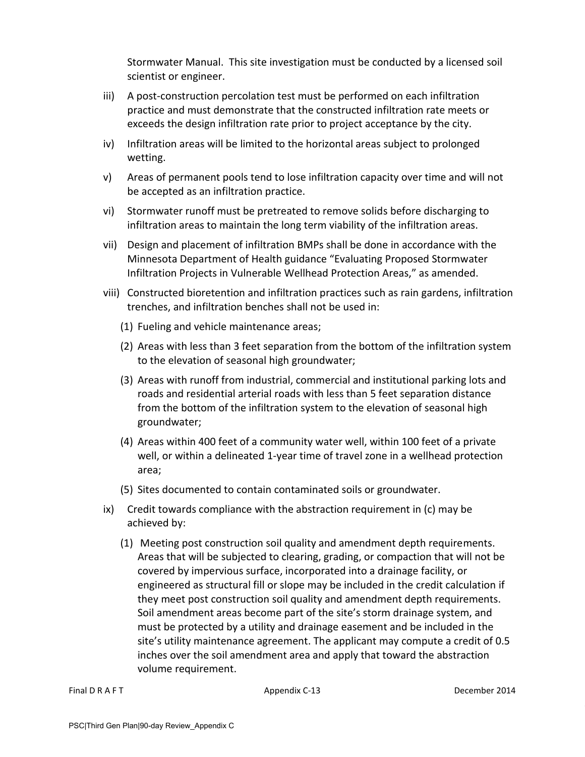Stormwater Manual. This site investigation must be conducted by a licensed soil scientist or engineer.

iii) A post-construction percolation test must be performed on each infiltration practice and must demonstrate that the constructed infiltration rate meets or exceeds the design infiltration rate prior to project acceptance by the city.

iv) Infiltration areas will be limited to the horizontal areas subject to prolonged wetting.

v) Areas of permanent pools tend to lose infiltration capacity over time and will not be accepted as an infiltration practice.

vi) Stormwater runoff must be pretreated to remove solids before discharging to infiltration areas to maintain the long term viability of the infiltration areas.

vii) Design and placement of infiltration BMPs shall be done in accordance with the Minnesota Department of Health guidance "Evaluating Proposed Stormwater Infiltration Projects in Vulnerable Wellhead Protection Areas," as amended.

viii) Constructed bioretention and infiltration practices such as rain gardens, infiltration trenches, and infiltration benches shall not be used in:

(1) Fueling and vehicle maintenance areas;

(2) Areas with less than 3 feet separation from the bottom of the infiltration system to the elevation of seasonal high groundwater;

(3) Areas with runoff from industrial, commercial and institutional parking lots and roads and residential arterial roads with less than 5 feet separation distance from the bottom of the infiltration system to the elevation of seasonal high groundwater;

(4) Areas within 400 feet of a community water well, within 100 feet of a private well, or within a delineated 1-year time of travel zone in a wellhead protection area;

(5) Sites documented to contain contaminated soils or groundwater.

ix) Credit towards compliance with the abstraction requirement in (c) may be achieved by:

(1) Meeting post construction soil quality and amendment depth requirements. Areas that will be subjected to clearing, grading, or compaction that will not be covered by impervious surface, incorporated into a drainage facility, or engineered as structural fill or slope may be included in the credit calculation if they meet post construction soil quality and amendment depth requirements. Soil amendment areas become part of the site's storm drainage system, and must be protected by a utility and drainage easement and be included in the site's utility maintenance agreement. The applicant may compute a credit of 0.5 inches over the soil amendment area and apply that toward the abstraction volume requirement.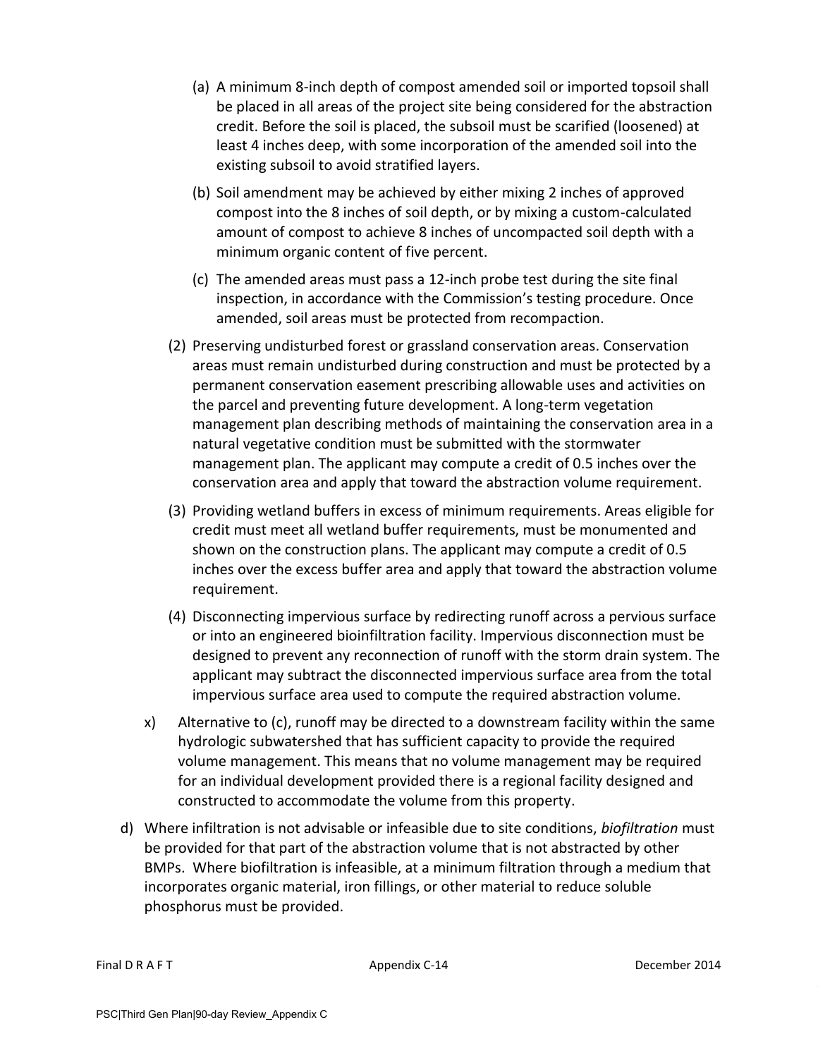(a) A minimum 8-inch depth of compost amended soil or imported topsoil shall be placed in all areas of the project site being considered for the abstraction credit. Before the soil is placed, the subsoil must be scarified (loosened) at least 4 inches deep, with some incorporation of the amended soil into the existing subsoil to avoid stratified layers.

(b) Soil amendment may be achieved by either mixing 2 inches of approved compost into the 8 inches of soil depth, or by mixing a custom-calculated amount of compost to achieve 8 inches of uncompacted soil depth with a minimum organic content of five percent.

(c) The amended areas must pass a 12-inch probe test during the site final inspection, in accordance with the Commission's testing procedure. Once amended, soil areas must be protected from recompaction.

(2) Preserving undisturbed forest or grassland conservation areas. Conservation areas must remain undisturbed during construction and must be protected by a permanent conservation easement prescribing allowable uses and activities on the parcel and preventing future development. A long-term vegetation management plan describing methods of maintaining the conservation area in a natural vegetative condition must be submitted with the stormwater management plan. The applicant may compute a credit of 0.5 inches over the conservation area and apply that toward the abstraction volume requirement.

(3) Providing wetland buffers in excess of minimum requirements. Areas eligible for credit must meet all wetland buffer requirements, must be monumented and shown on the construction plans. The applicant may compute a credit of 0.5 inches over the excess buffer area and apply that toward the abstraction volume requirement.

(4) Disconnecting impervious surface by redirecting runoff across a pervious surface or into an engineered bioinfiltration facility. Impervious disconnection must be designed to prevent any reconnection of runoff with the storm drain system. The applicant may subtract the disconnected impervious surface area from the total impervious surface area used to compute the required abstraction volume.

x) Alternative to (c), runoff may be directed to a downstream facility within the same hydrologic subwatershed that has sufficient capacity to provide the required volume management. This means that no volume management may be required for an individual development provided there is a regional facility designed and constructed to accommodate the volume from this property.

d) Where infiltration is not advisable or infeasible due to site conditions, *biofiltration* must be provided for that part of the abstraction volume that is not abstracted by other BMPs. Where biofiltration is infeasible, at a minimum filtration through a medium that incorporates organic material, iron fillings, or other material to reduce soluble phosphorus must be provided.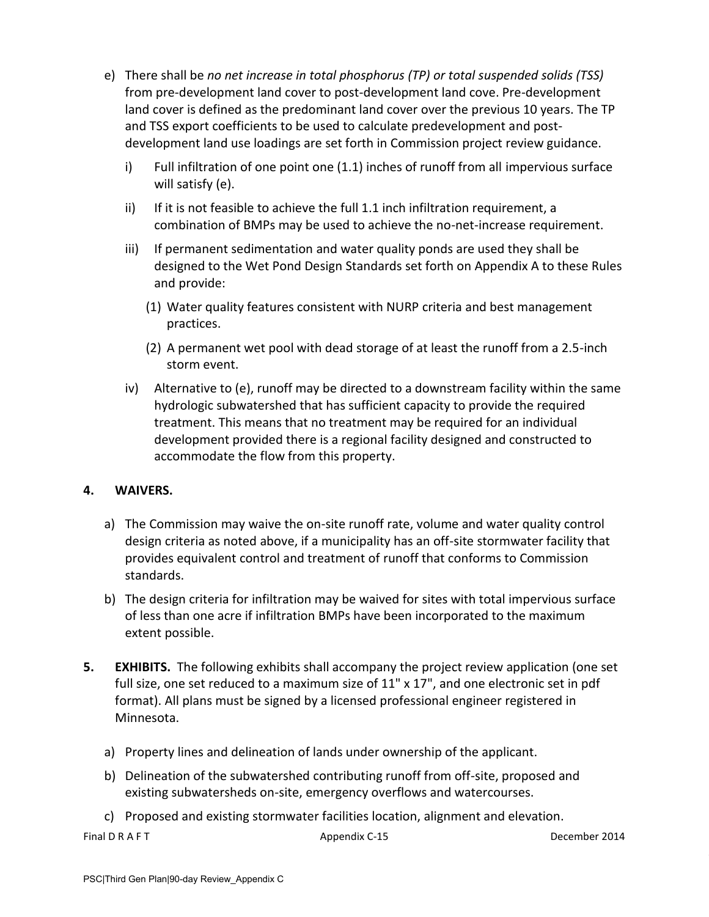e) There shall be *no net increase in total phosphorus (TP) or total suspended solids (TSS)* from pre-development land cover to post-development land cove. Pre-development land cover is defined as the predominant land cover over the previous 10 years. The TP and TSS export coefficients to be used to calculate predevelopment and post-development land use loadings are set forth in Commission project review guidance.

   i) Full infiltration of one point one (1.1) inches of runoff from all impervious surface will satisfy (e).

   ii) If it is not feasible to achieve the full 1.1 inch infiltration requirement, a combination of BMPs may be used to achieve the no-net-increase requirement.

   iii) If permanent sedimentation and water quality ponds are used they shall be designed to the Wet Pond Design Standards set forth on Appendix A to these Rules and provide:

      (1) Water quality features consistent with NURP criteria and best management practices.

      (2) A permanent wet pool with dead storage of at least the runoff from a 2.5-inch storm event.

   iv) Alternative to (e), runoff may be directed to a downstream facility within the same hydrologic subwatershed that has sufficient capacity to provide the required treatment. This means that no treatment may be required for an individual development provided there is a regional facility designed and constructed to accommodate the flow from this property.

## 4. WAIVERS.

a) The Commission may waive the on-site runoff rate, volume and water quality control design criteria as noted above, if a municipality has an off-site stormwater facility that provides equivalent control and treatment of runoff that conforms to Commission standards.

b) The design criteria for infiltration may be waived for sites with total impervious surface of less than one acre if infiltration BMPs have been incorporated to the maximum extent possible.

## 5. EXHIBITS.

The following exhibits shall accompany the project review application (one set full size, one set reduced to a maximum size of 11" x 17", and one electronic set in pdf format). All plans must be signed by a licensed professional engineer registered in Minnesota.

a) Property lines and delineation of lands under ownership of the applicant.

b) Delineation of the subwatershed contributing runoff from off-site, proposed and existing subwatersheds on-site, emergency overflows and watercourses.

c) Proposed and existing stormwater facilities location, alignment and elevation.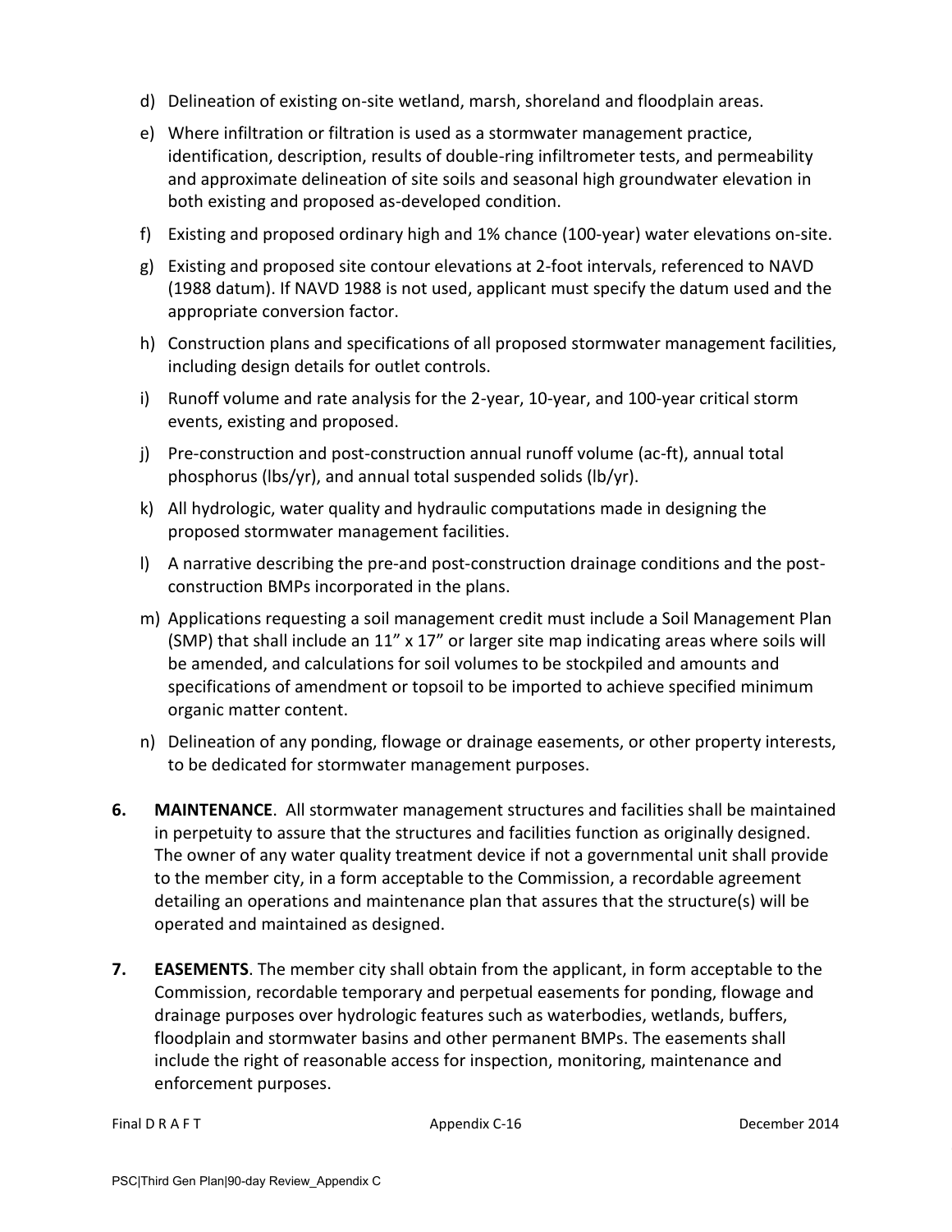d) Delineation of existing on-site wetland, marsh, shoreland and floodplain areas.

e) Where infiltration or filtration is used as a stormwater management practice, identification, description, results of double-ring infiltrometer tests, and permeability and approximate delineation of site soils and seasonal high groundwater elevation in both existing and proposed as-developed condition.

f) Existing and proposed ordinary high and 1% chance (100-year) water elevations on-site.

g) Existing and proposed site contour elevations at 2-foot intervals, referenced to NAVD (1988 datum). If NAVD 1988 is not used, applicant must specify the datum used and the appropriate conversion factor.

h) Construction plans and specifications of all proposed stormwater management facilities, including design details for outlet controls.

i) Runoff volume and rate analysis for the 2-year, 10-year, and 100-year critical storm events, existing and proposed.

j) Pre-construction and post-construction annual runoff volume (ac-ft), annual total phosphorus (lbs/yr), and annual total suspended solids (lb/yr).

k) All hydrologic, water quality and hydraulic computations made in designing the proposed stormwater management facilities.

l) A narrative describing the pre-and post-construction drainage conditions and the post-construction BMPs incorporated in the plans.

m) Applications requesting a soil management credit must include a Soil Management Plan (SMP) that shall include an 11" x 17" or larger site map indicating areas where soils will be amended, and calculations for soil volumes to be stockpiled and amounts and specifications of amendment or topsoil to be imported to achieve specified minimum organic matter content.

n) Delineation of any ponding, flowage or drainage easements, or other property interests, to be dedicated for stormwater management purposes.

**6. MAINTENANCE**. All stormwater management structures and facilities shall be maintained in perpetuity to assure that the structures and facilities function as originally designed. The owner of any water quality treatment device if not a governmental unit shall provide to the member city, in a form acceptable to the Commission, a recordable agreement detailing an operations and maintenance plan that assures that the structure(s) will be operated and maintained as designed.

**7. EASEMENTS**. The member city shall obtain from the applicant, in form acceptable to the Commission, recordable temporary and perpetual easements for ponding, flowage and drainage purposes over hydrologic features such as waterbodies, wetlands, buffers, floodplain and stormwater basins and other permanent BMPs. The easements shall include the right of reasonable access for inspection, monitoring, maintenance and enforcement purposes.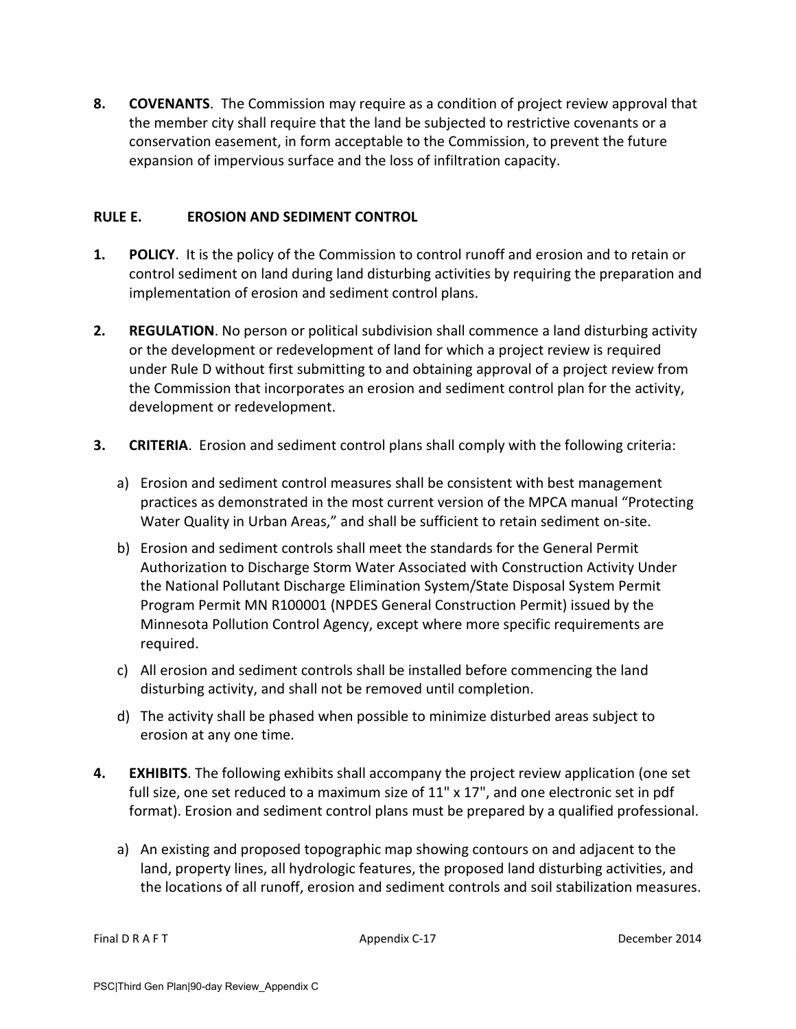**8. COVENANTS**. The Commission may require as a condition of project review approval that the member city shall require that the land be subjected to restrictive covenants or a conservation easement, in form acceptable to the Commission, to prevent the future expansion of impervious surface and the loss of infiltration capacity.

## RULE E. EROSION AND SEDIMENT CONTROL

**1. POLICY**. It is the policy of the Commission to control runoff and erosion and to retain or control sediment on land during land disturbing activities by requiring the preparation and implementation of erosion and sediment control plans.

**2. REGULATION**. No person or political subdivision shall commence a land disturbing activity or the development or redevelopment of land for which a project review is required under Rule D without first submitting to and obtaining approval of a project review from the Commission that incorporates an erosion and sediment control plan for the activity, development or redevelopment.

**3. CRITERIA**. Erosion and sediment control plans shall comply with the following criteria:

a) Erosion and sediment control measures shall be consistent with best management practices as demonstrated in the most current version of the MPCA manual "Protecting Water Quality in Urban Areas," and shall be sufficient to retain sediment on-site.

b) Erosion and sediment controls shall meet the standards for the General Permit Authorization to Discharge Storm Water Associated with Construction Activity Under the National Pollutant Discharge Elimination System/State Disposal System Permit Program Permit MN R100001 (NPDES General Construction Permit) issued by the Minnesota Pollution Control Agency, except where more specific requirements are required.

c) All erosion and sediment controls shall be installed before commencing the land disturbing activity, and shall not be removed until completion.

d) The activity shall be phased when possible to minimize disturbed areas subject to erosion at any one time.

**4. EXHIBITS**. The following exhibits shall accompany the project review application (one set full size, one set reduced to a maximum size of 11" x 17", and one electronic set in pdf format). Erosion and sediment control plans must be prepared by a qualified professional.

a) An existing and proposed topographic map showing contours on and adjacent to the land, property lines, all hydrologic features, the proposed land disturbing activities, and the locations of all runoff, erosion and sediment controls and soil stabilization measures.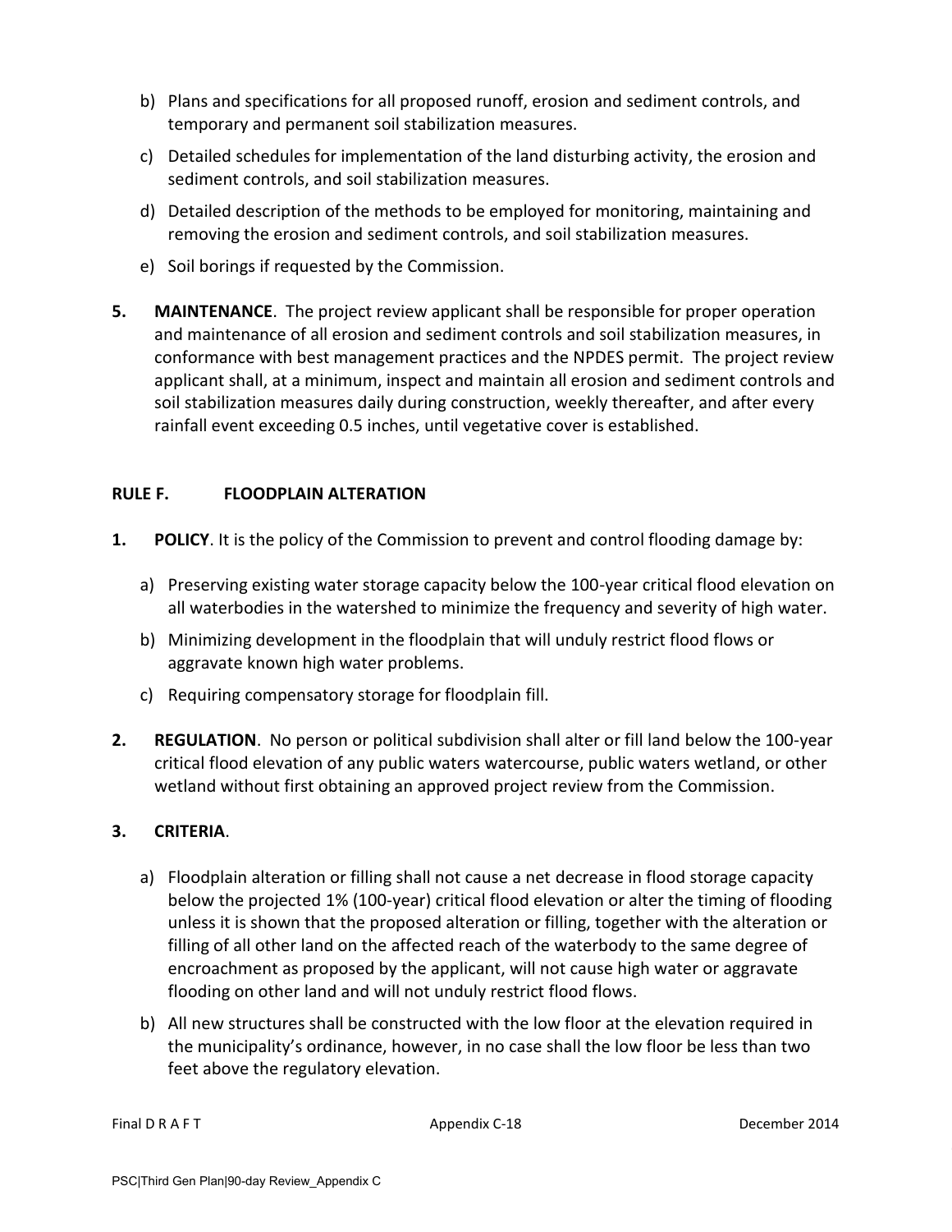b) Plans and specifications for all proposed runoff, erosion and sediment controls, and temporary and permanent soil stabilization measures.

c) Detailed schedules for implementation of the land disturbing activity, the erosion and sediment controls, and soil stabilization measures.

d) Detailed description of the methods to be employed for monitoring, maintaining and removing the erosion and sediment controls, and soil stabilization measures.

e) Soil borings if requested by the Commission.

**5. MAINTENANCE**. The project review applicant shall be responsible for proper operation and maintenance of all erosion and sediment controls and soil stabilization measures, in conformance with best management practices and the NPDES permit. The project review applicant shall, at a minimum, inspect and maintain all erosion and sediment controls and soil stabilization measures daily during construction, weekly thereafter, and after every rainfall event exceeding 0.5 inches, until vegetative cover is established.

## RULE F. FLOODPLAIN ALTERATION

**1. POLICY**. It is the policy of the Commission to prevent and control flooding damage by:

a) Preserving existing water storage capacity below the 100-year critical flood elevation on all waterbodies in the watershed to minimize the frequency and severity of high water.

b) Minimizing development in the floodplain that will unduly restrict flood flows or aggravate known high water problems.

c) Requiring compensatory storage for floodplain fill.

**2. REGULATION**. No person or political subdivision shall alter or fill land below the 100-year critical flood elevation of any public waters watercourse, public waters wetland, or other wetland without first obtaining an approved project review from the Commission.

**3. CRITERIA**.

a) Floodplain alteration or filling shall not cause a net decrease in flood storage capacity below the projected 1% (100-year) critical flood elevation or alter the timing of flooding unless it is shown that the proposed alteration or filling, together with the alteration or filling of all other land on the affected reach of the waterbody to the same degree of encroachment as proposed by the applicant, will not cause high water or aggravate flooding on other land and will not unduly restrict flood flows.

b) All new structures shall be constructed with the low floor at the elevation required in the municipality's ordinance, however, in no case shall the low floor be less than two feet above the regulatory elevation.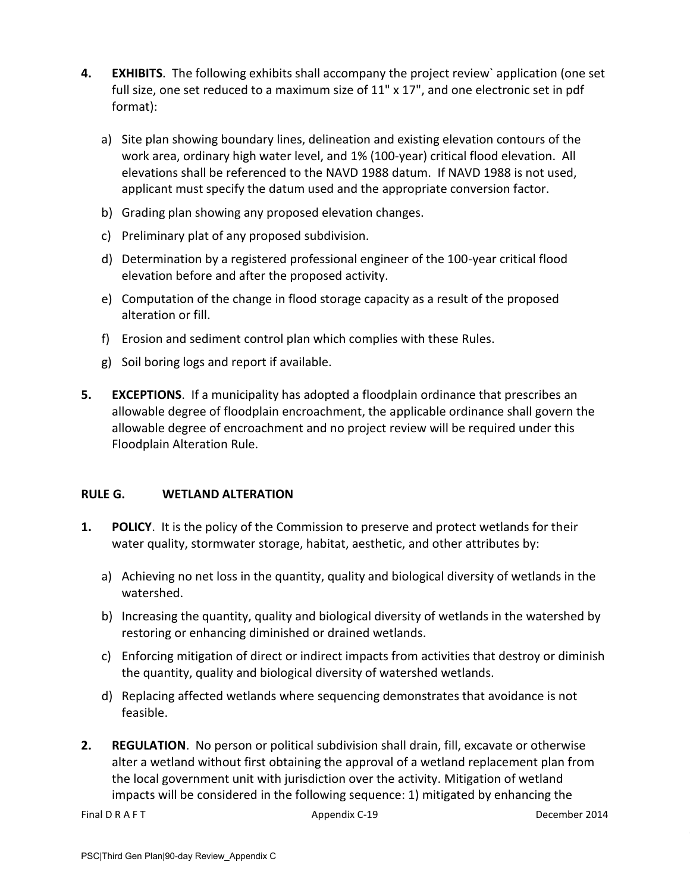4. **EXHIBITS**. The following exhibits shall accompany the project review` application (one set full size, one set reduced to a maximum size of 11" x 17", and one electronic set in pdf format):

   a) Site plan showing boundary lines, delineation and existing elevation contours of the work area, ordinary high water level, and 1% (100-year) critical flood elevation. All elevations shall be referenced to the NAVD 1988 datum. If NAVD 1988 is not used, applicant must specify the datum used and the appropriate conversion factor.

   b) Grading plan showing any proposed elevation changes.

   c) Preliminary plat of any proposed subdivision.

   d) Determination by a registered professional engineer of the 100-year critical flood elevation before and after the proposed activity.

   e) Computation of the change in flood storage capacity as a result of the proposed alteration or fill.

   f) Erosion and sediment control plan which complies with these Rules.

   g) Soil boring logs and report if available.

5. **EXCEPTIONS**. If a municipality has adopted a floodplain ordinance that prescribes an allowable degree of floodplain encroachment, the applicable ordinance shall govern the allowable degree of encroachment and no project review will be required under this Floodplain Alteration Rule.

## RULE G. WETLAND ALTERATION

1. **POLICY**. It is the policy of the Commission to preserve and protect wetlands for their water quality, stormwater storage, habitat, aesthetic, and other attributes by:

   a) Achieving no net loss in the quantity, quality and biological diversity of wetlands in the watershed.

   b) Increasing the quantity, quality and biological diversity of wetlands in the watershed by restoring or enhancing diminished or drained wetlands.

   c) Enforcing mitigation of direct or indirect impacts from activities that destroy or diminish the quantity, quality and biological diversity of watershed wetlands.

   d) Replacing affected wetlands where sequencing demonstrates that avoidance is not feasible.

2. **REGULATION**. No person or political subdivision shall drain, fill, excavate or otherwise alter a wetland without first obtaining the approval of a wetland replacement plan from the local government unit with jurisdiction over the activity. Mitigation of wetland impacts will be considered in the following sequence: 1) mitigated by enhancing the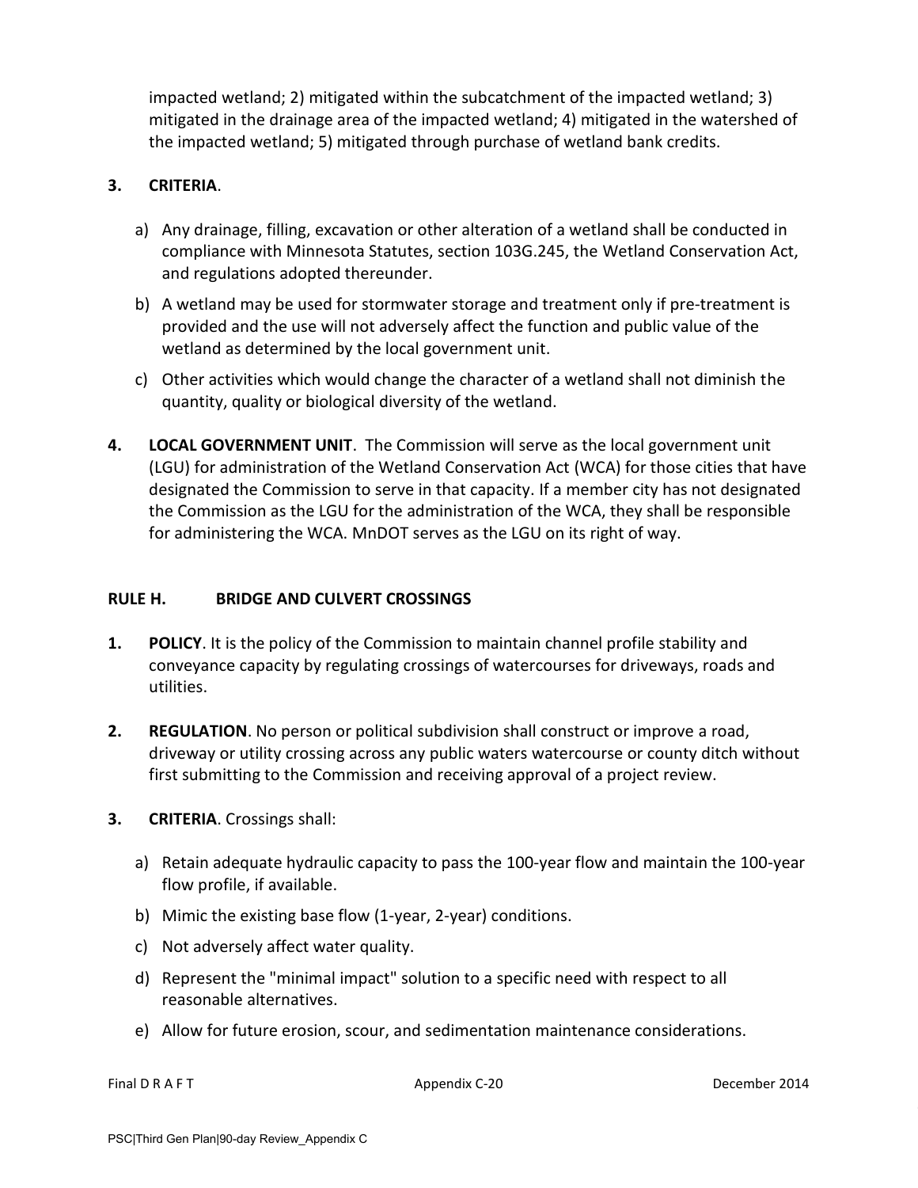impacted wetland; 2) mitigated within the subcatchment of the impacted wetland; 3) mitigated in the drainage area of the impacted wetland; 4) mitigated in the watershed of the impacted wetland; 5) mitigated through purchase of wetland bank credits.

**3. CRITERIA**.

a) Any drainage, filling, excavation or other alteration of a wetland shall be conducted in compliance with Minnesota Statutes, section 103G.245, the Wetland Conservation Act, and regulations adopted thereunder.

b) A wetland may be used for stormwater storage and treatment only if pre-treatment is provided and the use will not adversely affect the function and public value of the wetland as determined by the local government unit.

c) Other activities which would change the character of a wetland shall not diminish the quantity, quality or biological diversity of the wetland.

**4. LOCAL GOVERNMENT UNIT**. The Commission will serve as the local government unit (LGU) for administration of the Wetland Conservation Act (WCA) for those cities that have designated the Commission to serve in that capacity. If a member city has not designated the Commission as the LGU for the administration of the WCA, they shall be responsible for administering the WCA. MnDOT serves as the LGU on its right of way.

## RULE H. BRIDGE AND CULVERT CROSSINGS

**1. POLICY**. It is the policy of the Commission to maintain channel profile stability and conveyance capacity by regulating crossings of watercourses for driveways, roads and utilities.

**2. REGULATION**. No person or political subdivision shall construct or improve a road, driveway or utility crossing across any public waters watercourse or county ditch without first submitting to the Commission and receiving approval of a project review.

**3. CRITERIA**. Crossings shall:

a) Retain adequate hydraulic capacity to pass the 100-year flow and maintain the 100-year flow profile, if available.

b) Mimic the existing base flow (1-year, 2-year) conditions.

c) Not adversely affect water quality.

d) Represent the "minimal impact" solution to a specific need with respect to all reasonable alternatives.

e) Allow for future erosion, scour, and sedimentation maintenance considerations.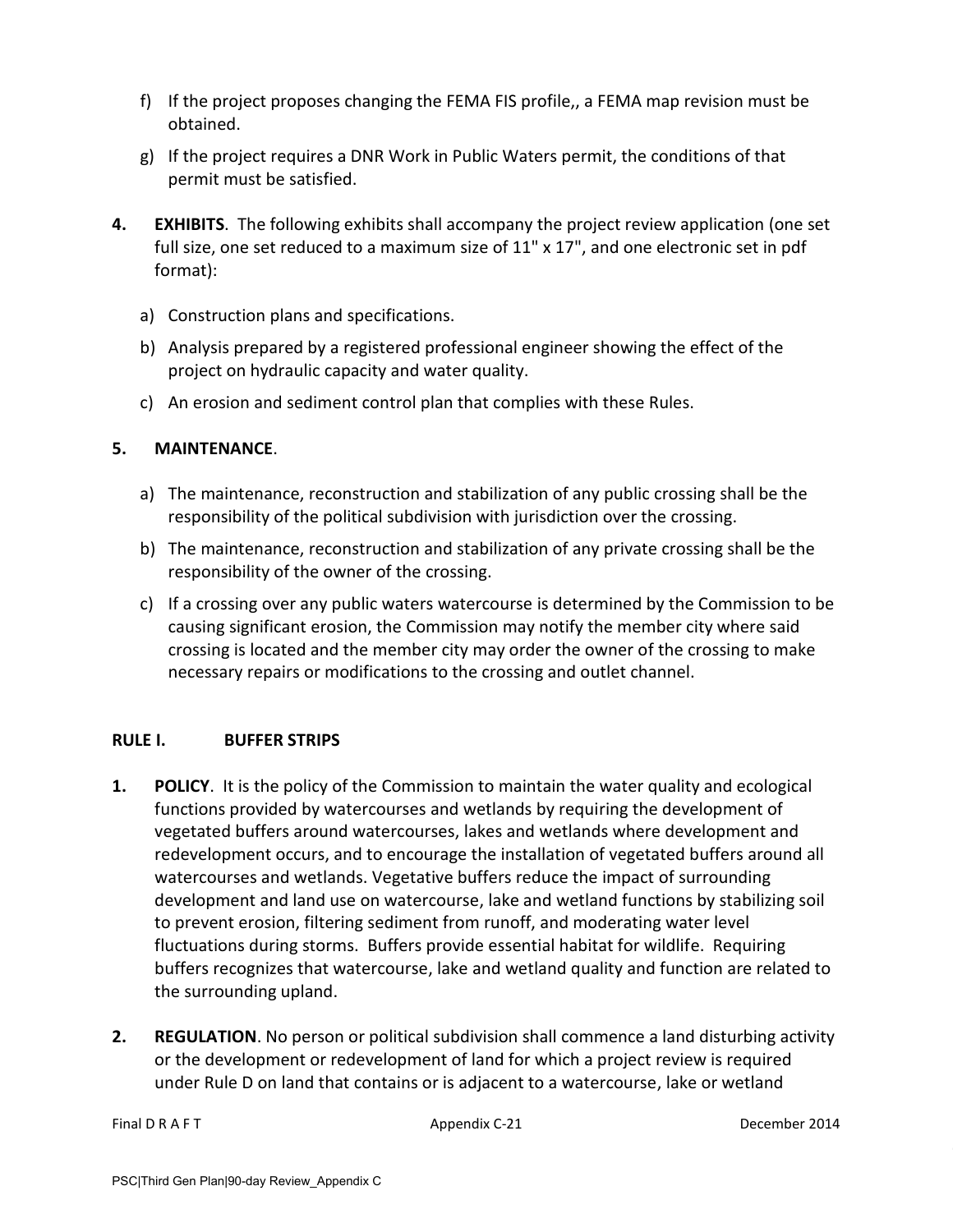f) If the project proposes changing the FEMA FIS profile,, a FEMA map revision must be obtained.

g) If the project requires a DNR Work in Public Waters permit, the conditions of that permit must be satisfied.

**4. EXHIBITS**. The following exhibits shall accompany the project review application (one set full size, one set reduced to a maximum size of 11" x 17", and one electronic set in pdf format):

a) Construction plans and specifications.

b) Analysis prepared by a registered professional engineer showing the effect of the project on hydraulic capacity and water quality.

c) An erosion and sediment control plan that complies with these Rules.

**5. MAINTENANCE**.

a) The maintenance, reconstruction and stabilization of any public crossing shall be the responsibility of the political subdivision with jurisdiction over the crossing.

b) The maintenance, reconstruction and stabilization of any private crossing shall be the responsibility of the owner of the crossing.

c) If a crossing over any public waters watercourse is determined by the Commission to be causing significant erosion, the Commission may notify the member city where said crossing is located and the member city may order the owner of the crossing to make necessary repairs or modifications to the crossing and outlet channel.

## RULE I. BUFFER STRIPS

**1. POLICY**. It is the policy of the Commission to maintain the water quality and ecological functions provided by watercourses and wetlands by requiring the development of vegetated buffers around watercourses, lakes and wetlands where development and redevelopment occurs, and to encourage the installation of vegetated buffers around all watercourses and wetlands. Vegetative buffers reduce the impact of surrounding development and land use on watercourse, lake and wetland functions by stabilizing soil to prevent erosion, filtering sediment from runoff, and moderating water level fluctuations during storms. Buffers provide essential habitat for wildlife. Requiring buffers recognizes that watercourse, lake and wetland quality and function are related to the surrounding upland.

**2. REGULATION**. No person or political subdivision shall commence a land disturbing activity or the development or redevelopment of land for which a project review is required under Rule D on land that contains or is adjacent to a watercourse, lake or wetland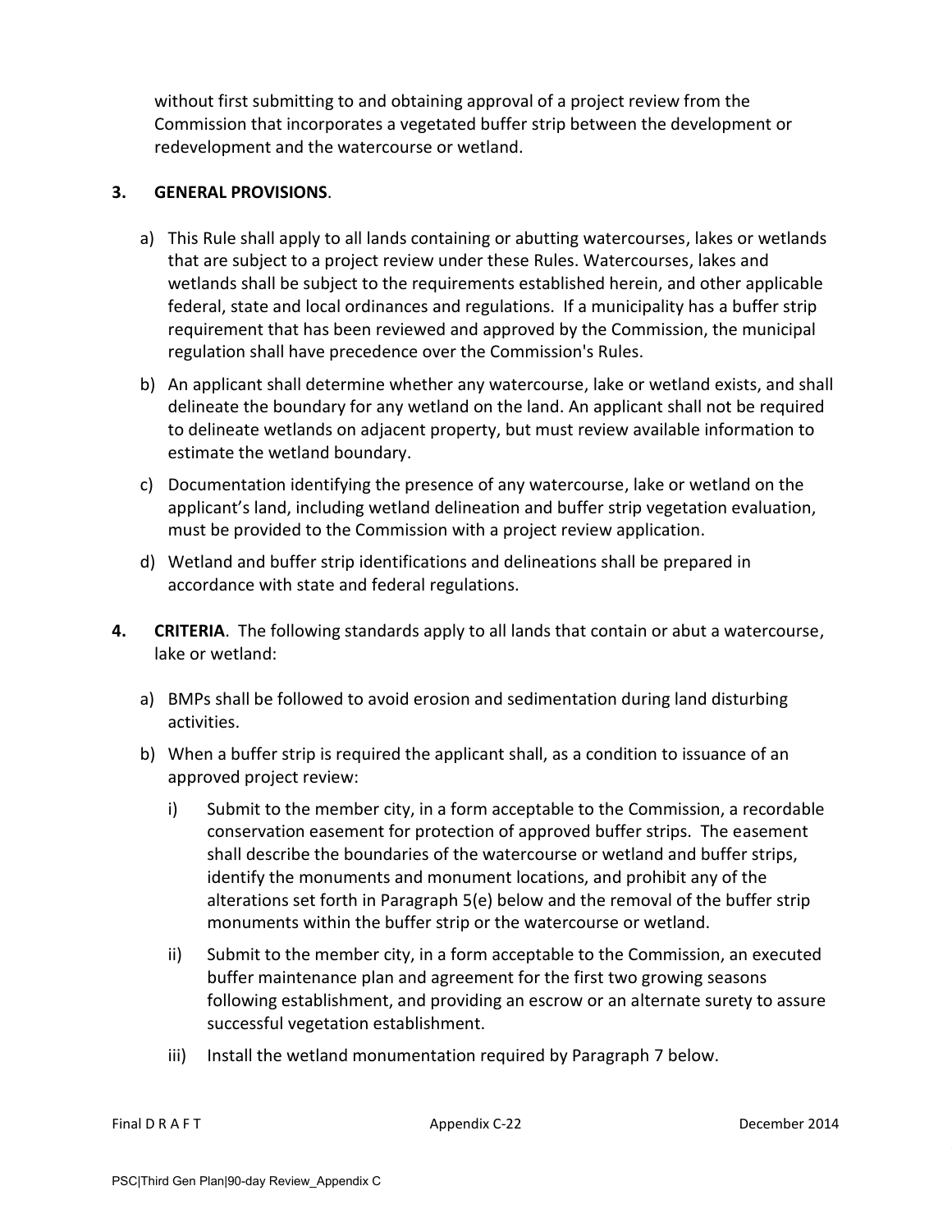without first submitting to and obtaining approval of a project review from the Commission that incorporates a vegetated buffer strip between the development or redevelopment and the watercourse or wetland.

**3. GENERAL PROVISIONS**.

a) This Rule shall apply to all lands containing or abutting watercourses, lakes or wetlands that are subject to a project review under these Rules. Watercourses, lakes and wetlands shall be subject to the requirements established herein, and other applicable federal, state and local ordinances and regulations. If a municipality has a buffer strip requirement that has been reviewed and approved by the Commission, the municipal regulation shall have precedence over the Commission's Rules.

b) An applicant shall determine whether any watercourse, lake or wetland exists, and shall delineate the boundary for any wetland on the land. An applicant shall not be required to delineate wetlands on adjacent property, but must review available information to estimate the wetland boundary.

c) Documentation identifying the presence of any watercourse, lake or wetland on the applicant's land, including wetland delineation and buffer strip vegetation evaluation, must be provided to the Commission with a project review application.

d) Wetland and buffer strip identifications and delineations shall be prepared in accordance with state and federal regulations.

**4. CRITERIA**. The following standards apply to all lands that contain or abut a watercourse, lake or wetland:

a) BMPs shall be followed to avoid erosion and sedimentation during land disturbing activities.

b) When a buffer strip is required the applicant shall, as a condition to issuance of an approved project review:

   i) Submit to the member city, in a form acceptable to the Commission, a recordable conservation easement for protection of approved buffer strips. The easement shall describe the boundaries of the watercourse or wetland and buffer strips, identify the monuments and monument locations, and prohibit any of the alterations set forth in Paragraph 5(e) below and the removal of the buffer strip monuments within the buffer strip or the watercourse or wetland.

   ii) Submit to the member city, in a form acceptable to the Commission, an executed buffer maintenance plan and agreement for the first two growing seasons following establishment, and providing an escrow or an alternate surety to assure successful vegetation establishment.

   iii) Install the wetland monumentation required by Paragraph 7 below.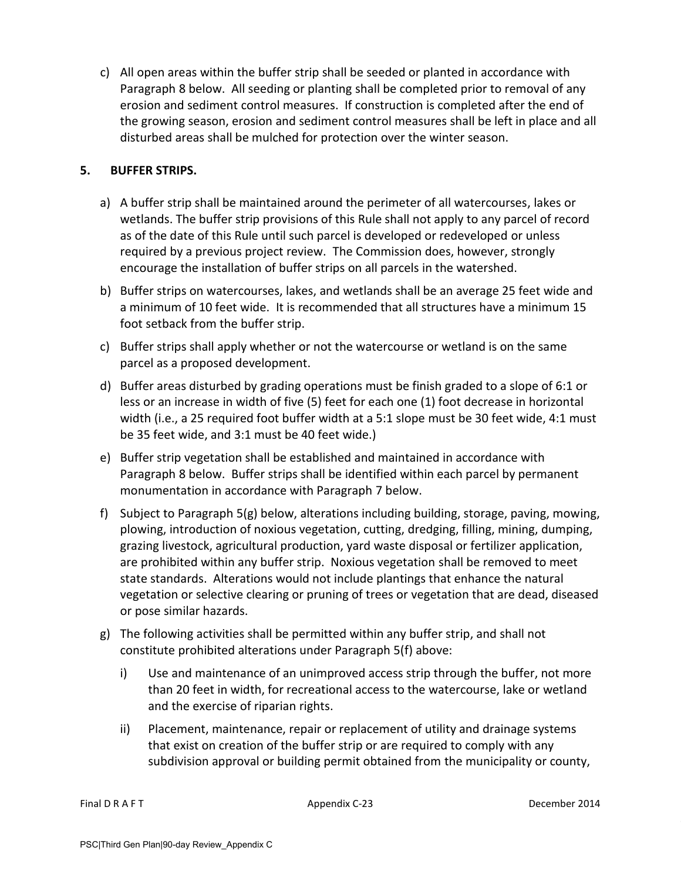c) All open areas within the buffer strip shall be seeded or planted in accordance with Paragraph 8 below. All seeding or planting shall be completed prior to removal of any erosion and sediment control measures. If construction is completed after the end of the growing season, erosion and sediment control measures shall be left in place and all disturbed areas shall be mulched for protection over the winter season.

**5. BUFFER STRIPS.**

a) A buffer strip shall be maintained around the perimeter of all watercourses, lakes or wetlands. The buffer strip provisions of this Rule shall not apply to any parcel of record as of the date of this Rule until such parcel is developed or redeveloped or unless required by a previous project review. The Commission does, however, strongly encourage the installation of buffer strips on all parcels in the watershed.

b) Buffer strips on watercourses, lakes, and wetlands shall be an average 25 feet wide and a minimum of 10 feet wide. It is recommended that all structures have a minimum 15 foot setback from the buffer strip.

c) Buffer strips shall apply whether or not the watercourse or wetland is on the same parcel as a proposed development.

d) Buffer areas disturbed by grading operations must be finish graded to a slope of 6:1 or less or an increase in width of five (5) feet for each one (1) foot decrease in horizontal width (i.e., a 25 required foot buffer width at a 5:1 slope must be 30 feet wide, 4:1 must be 35 feet wide, and 3:1 must be 40 feet wide.)

e) Buffer strip vegetation shall be established and maintained in accordance with Paragraph 8 below. Buffer strips shall be identified within each parcel by permanent monumentation in accordance with Paragraph 7 below.

f) Subject to Paragraph 5(g) below, alterations including building, storage, paving, mowing, plowing, introduction of noxious vegetation, cutting, dredging, filling, mining, dumping, grazing livestock, agricultural production, yard waste disposal or fertilizer application, are prohibited within any buffer strip. Noxious vegetation shall be removed to meet state standards. Alterations would not include plantings that enhance the natural vegetation or selective clearing or pruning of trees or vegetation that are dead, diseased or pose similar hazards.

g) The following activities shall be permitted within any buffer strip, and shall not constitute prohibited alterations under Paragraph 5(f) above:

   i) Use and maintenance of an unimproved access strip through the buffer, not more than 20 feet in width, for recreational access to the watercourse, lake or wetland and the exercise of riparian rights.

   ii) Placement, maintenance, repair or replacement of utility and drainage systems that exist on creation of the buffer strip or are required to comply with any subdivision approval or building permit obtained from the municipality or county,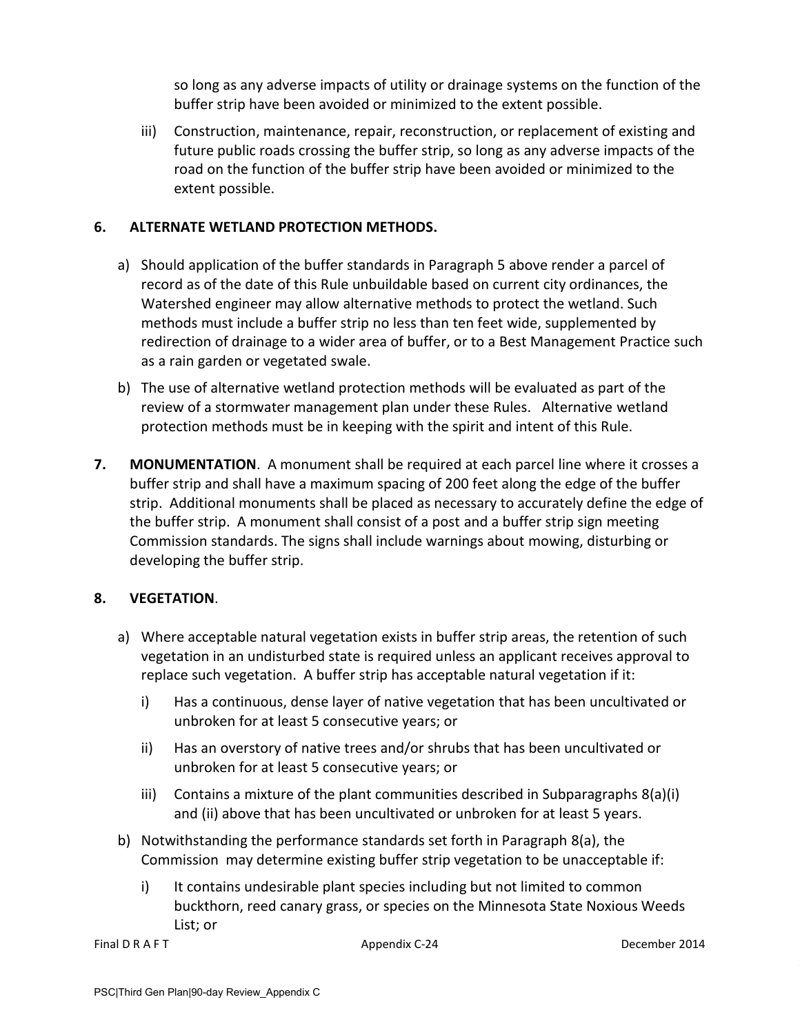so long as any adverse impacts of utility or drainage systems on the function of the buffer strip have been avoided or minimized to the extent possible.

iii) Construction, maintenance, repair, reconstruction, or replacement of existing and future public roads crossing the buffer strip, so long as any adverse impacts of the road on the function of the buffer strip have been avoided or minimized to the extent possible.

**6. ALTERNATE WETLAND PROTECTION METHODS.**

a) Should application of the buffer standards in Paragraph 5 above render a parcel of record as of the date of this Rule unbuildable based on current city ordinances, the Watershed engineer may allow alternative methods to protect the wetland. Such methods must include a buffer strip no less than ten feet wide, supplemented by redirection of drainage to a wider area of buffer, or to a Best Management Practice such as a rain garden or vegetated swale.

b) The use of alternative wetland protection methods will be evaluated as part of the review of a stormwater management plan under these Rules. Alternative wetland protection methods must be in keeping with the spirit and intent of this Rule.

**7. MONUMENTATION**. A monument shall be required at each parcel line where it crosses a buffer strip and shall have a maximum spacing of 200 feet along the edge of the buffer strip. Additional monuments shall be placed as necessary to accurately define the edge of the buffer strip. A monument shall consist of a post and a buffer strip sign meeting Commission standards. The signs shall include warnings about mowing, disturbing or developing the buffer strip.

**8. VEGETATION**.

a) Where acceptable natural vegetation exists in buffer strip areas, the retention of such vegetation in an undisturbed state is required unless an applicant receives approval to replace such vegetation. A buffer strip has acceptable natural vegetation if it:

i) Has a continuous, dense layer of native vegetation that has been uncultivated or unbroken for at least 5 consecutive years; or

ii) Has an overstory of native trees and/or shrubs that has been uncultivated or unbroken for at least 5 consecutive years; or

iii) Contains a mixture of the plant communities described in Subparagraphs 8(a)(i) and (ii) above that has been uncultivated or unbroken for at least 5 years.

b) Notwithstanding the performance standards set forth in Paragraph 8(a), the Commission may determine existing buffer strip vegetation to be unacceptable if:

i) It contains undesirable plant species including but not limited to common buckthorn, reed canary grass, or species on the Minnesota State Noxious Weeds List; or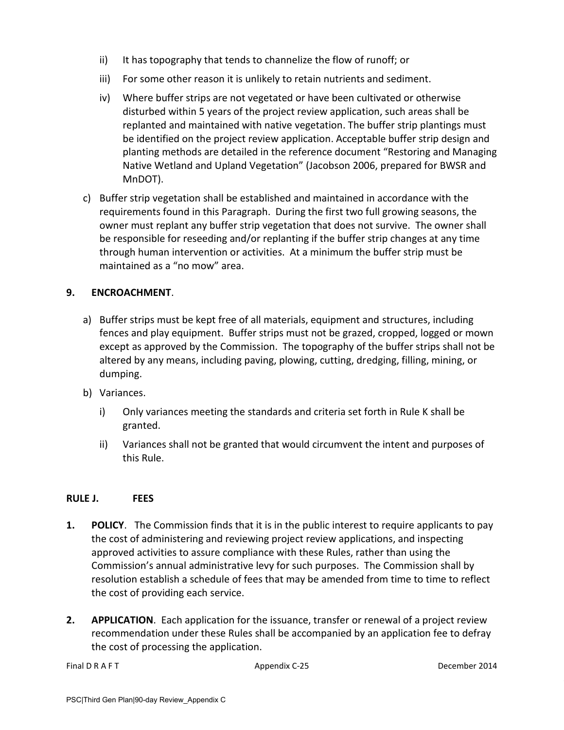ii) It has topography that tends to channelize the flow of runoff; or

iii) For some other reason it is unlikely to retain nutrients and sediment.

iv) Where buffer strips are not vegetated or have been cultivated or otherwise disturbed within 5 years of the project review application, such areas shall be replanted and maintained with native vegetation. The buffer strip plantings must be identified on the project review application. Acceptable buffer strip design and planting methods are detailed in the reference document "Restoring and Managing Native Wetland and Upland Vegetation" (Jacobson 2006, prepared for BWSR and MnDOT).

c) Buffer strip vegetation shall be established and maintained in accordance with the requirements found in this Paragraph. During the first two full growing seasons, the owner must replant any buffer strip vegetation that does not survive. The owner shall be responsible for reseeding and/or replanting if the buffer strip changes at any time through human intervention or activities. At a minimum the buffer strip must be maintained as a "no mow" area.

**9. ENCROACHMENT**.

a) Buffer strips must be kept free of all materials, equipment and structures, including fences and play equipment. Buffer strips must not be grazed, cropped, logged or mown except as approved by the Commission. The topography of the buffer strips shall not be altered by any means, including paving, plowing, cutting, dredging, filling, mining, or dumping.

b) Variances.

i) Only variances meeting the standards and criteria set forth in Rule K shall be granted.

ii) Variances shall not be granted that would circumvent the intent and purposes of this Rule.

## RULE J. FEES

**1. POLICY**. The Commission finds that it is in the public interest to require applicants to pay the cost of administering and reviewing project review applications, and inspecting approved activities to assure compliance with these Rules, rather than using the Commission's annual administrative levy for such purposes. The Commission shall by resolution establish a schedule of fees that may be amended from time to time to reflect the cost of providing each service.

**2. APPLICATION**. Each application for the issuance, transfer or renewal of a project review recommendation under these Rules shall be accompanied by an application fee to defray the cost of processing the application.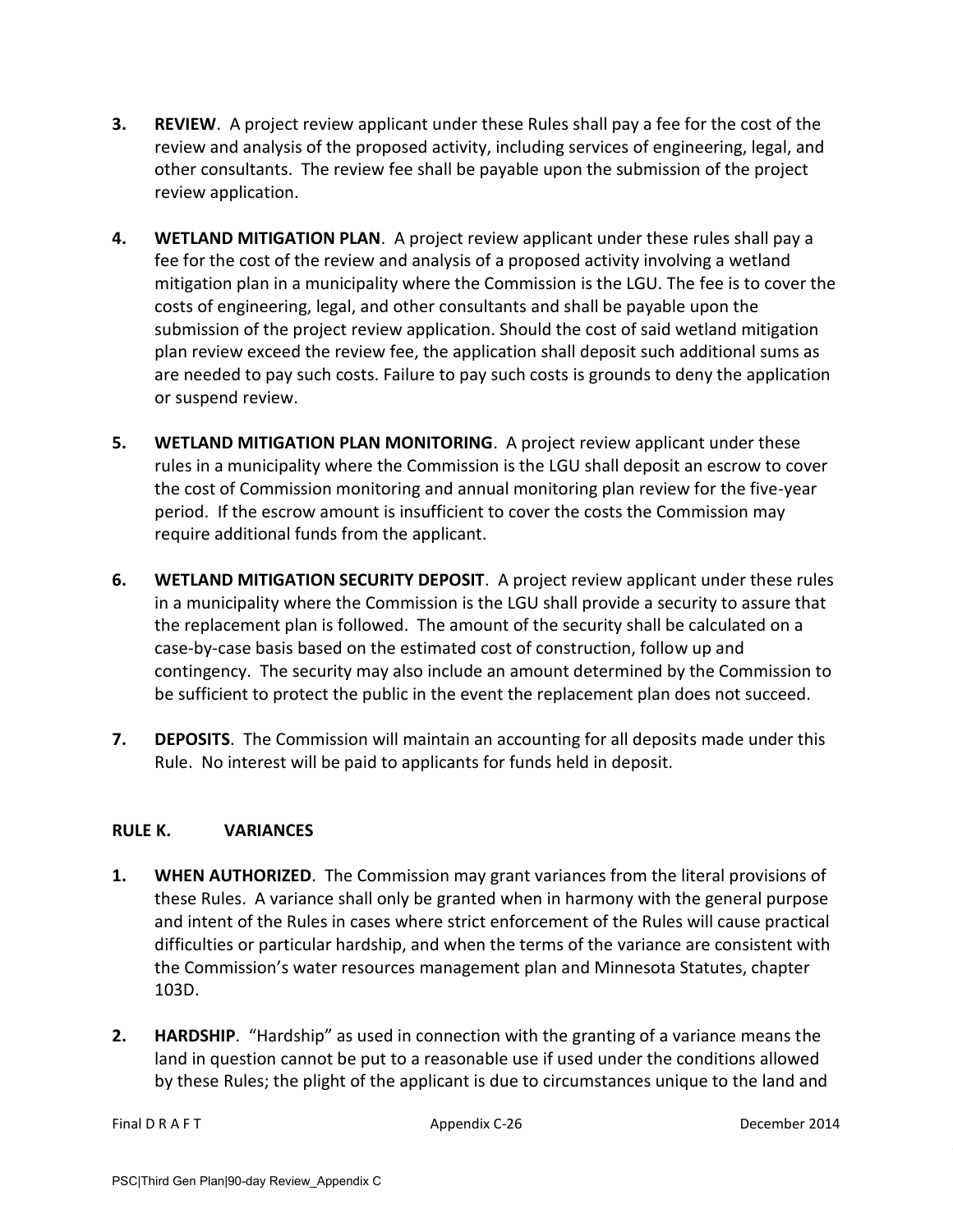**3. REVIEW**. A project review applicant under these Rules shall pay a fee for the cost of the review and analysis of the proposed activity, including services of engineering, legal, and other consultants. The review fee shall be payable upon the submission of the project review application.

**4. WETLAND MITIGATION PLAN**. A project review applicant under these rules shall pay a fee for the cost of the review and analysis of a proposed activity involving a wetland mitigation plan in a municipality where the Commission is the LGU. The fee is to cover the costs of engineering, legal, and other consultants and shall be payable upon the submission of the project review application. Should the cost of said wetland mitigation plan review exceed the review fee, the application shall deposit such additional sums as are needed to pay such costs. Failure to pay such costs is grounds to deny the application or suspend review.

**5. WETLAND MITIGATION PLAN MONITORING**. A project review applicant under these rules in a municipality where the Commission is the LGU shall deposit an escrow to cover the cost of Commission monitoring and annual monitoring plan review for the five-year period. If the escrow amount is insufficient to cover the costs the Commission may require additional funds from the applicant.

**6. WETLAND MITIGATION SECURITY DEPOSIT**. A project review applicant under these rules in a municipality where the Commission is the LGU shall provide a security to assure that the replacement plan is followed. The amount of the security shall be calculated on a case-by-case basis based on the estimated cost of construction, follow up and contingency. The security may also include an amount determined by the Commission to be sufficient to protect the public in the event the replacement plan does not succeed.

**7. DEPOSITS**. The Commission will maintain an accounting for all deposits made under this Rule. No interest will be paid to applicants for funds held in deposit.

## RULE K. VARIANCES

**1. WHEN AUTHORIZED**. The Commission may grant variances from the literal provisions of these Rules. A variance shall only be granted when in harmony with the general purpose and intent of the Rules in cases where strict enforcement of the Rules will cause practical difficulties or particular hardship, and when the terms of the variance are consistent with the Commission's water resources management plan and Minnesota Statutes, chapter 103D.

**2. HARDSHIP**. "Hardship" as used in connection with the granting of a variance means the land in question cannot be put to a reasonable use if used under the conditions allowed by these Rules; the plight of the applicant is due to circumstances unique to the land and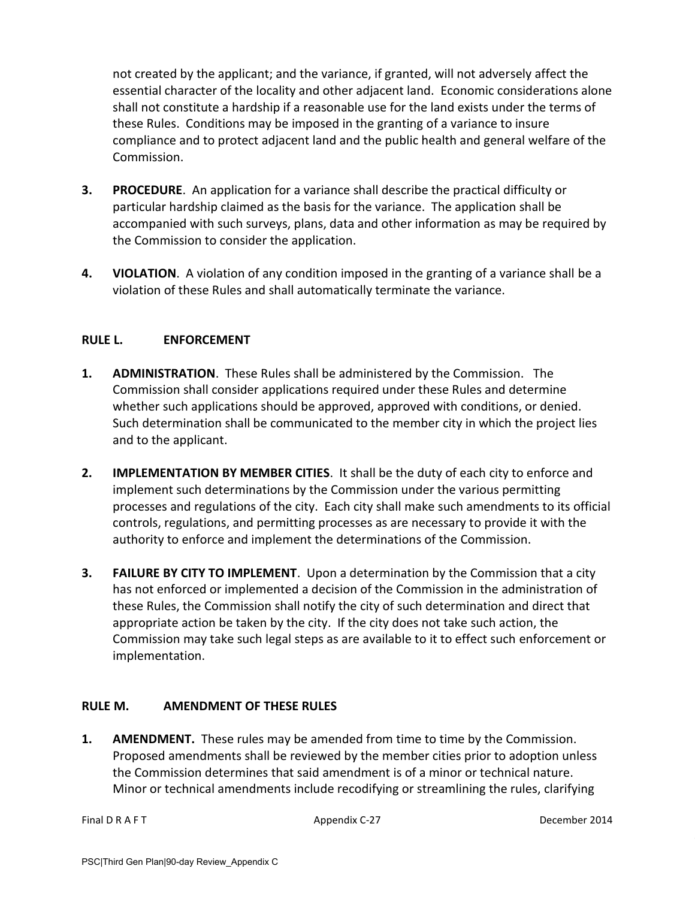not created by the applicant; and the variance, if granted, will not adversely affect the essential character of the locality and other adjacent land. Economic considerations alone shall not constitute a hardship if a reasonable use for the land exists under the terms of these Rules. Conditions may be imposed in the granting of a variance to insure compliance and to protect adjacent land and the public health and general welfare of the Commission.

**3. PROCEDURE**. An application for a variance shall describe the practical difficulty or particular hardship claimed as the basis for the variance. The application shall be accompanied with such surveys, plans, data and other information as may be required by the Commission to consider the application.

**4. VIOLATION**. A violation of any condition imposed in the granting of a variance shall be a violation of these Rules and shall automatically terminate the variance.

## RULE L. ENFORCEMENT

**1. ADMINISTRATION**. These Rules shall be administered by the Commission. The Commission shall consider applications required under these Rules and determine whether such applications should be approved, approved with conditions, or denied. Such determination shall be communicated to the member city in which the project lies and to the applicant.

**2. IMPLEMENTATION BY MEMBER CITIES**. It shall be the duty of each city to enforce and implement such determinations by the Commission under the various permitting processes and regulations of the city. Each city shall make such amendments to its official controls, regulations, and permitting processes as are necessary to provide it with the authority to enforce and implement the determinations of the Commission.

**3. FAILURE BY CITY TO IMPLEMENT**. Upon a determination by the Commission that a city has not enforced or implemented a decision of the Commission in the administration of these Rules, the Commission shall notify the city of such determination and direct that appropriate action be taken by the city. If the city does not take such action, the Commission may take such legal steps as are available to it to effect such enforcement or implementation.

## RULE M. AMENDMENT OF THESE RULES

**1. AMENDMENT.** These rules may be amended from time to time by the Commission. Proposed amendments shall be reviewed by the member cities prior to adoption unless the Commission determines that said amendment is of a minor or technical nature. Minor or technical amendments include recodifying or streamlining the rules, clarifying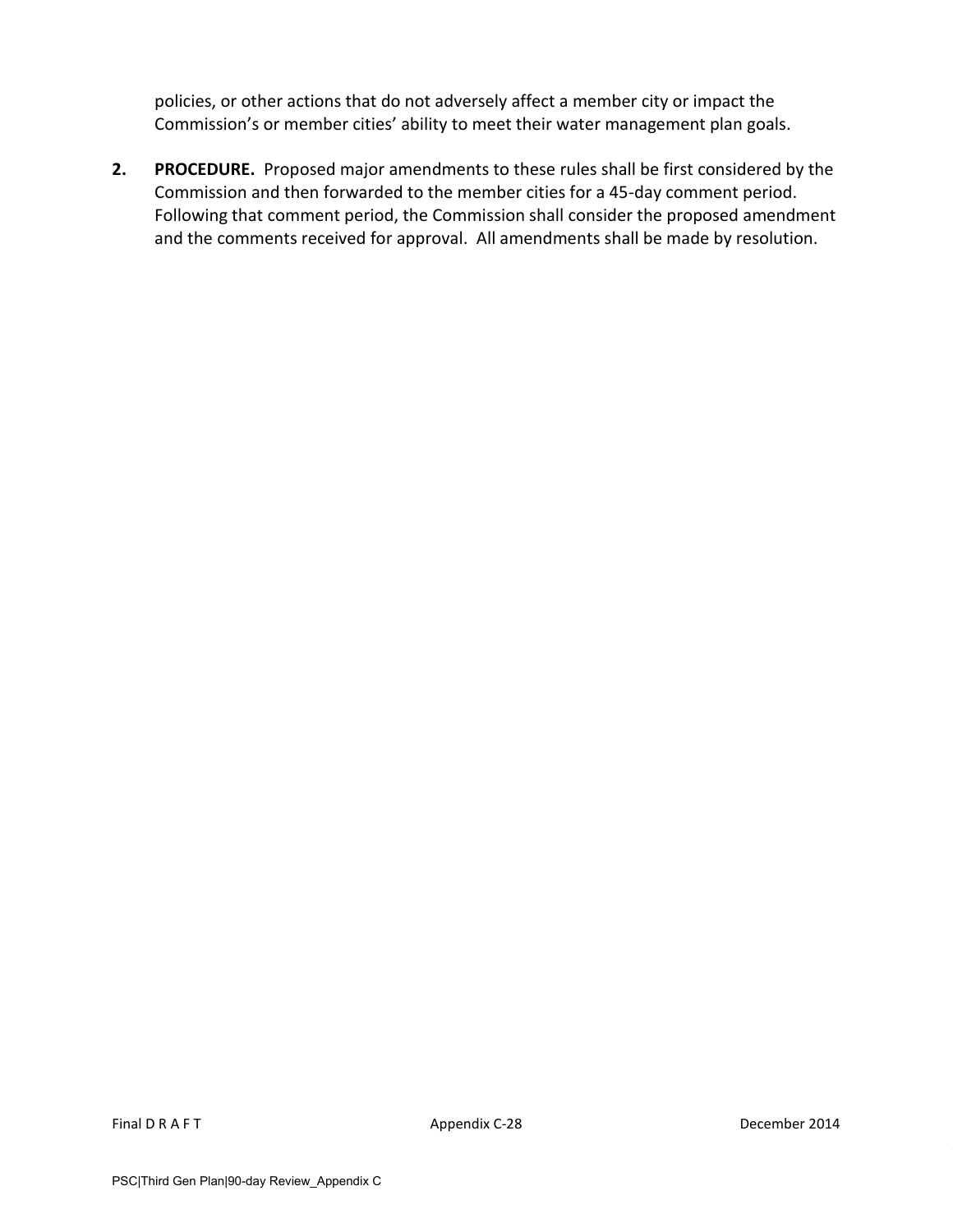policies, or other actions that do not adversely affect a member city or impact the Commission's or member cities' ability to meet their water management plan goals.

**2. PROCEDURE.** Proposed major amendments to these rules shall be first considered by the Commission and then forwarded to the member cities for a 45-day comment period. Following that comment period, the Commission shall consider the proposed amendment and the comments received for approval. All amendments shall be made by resolution.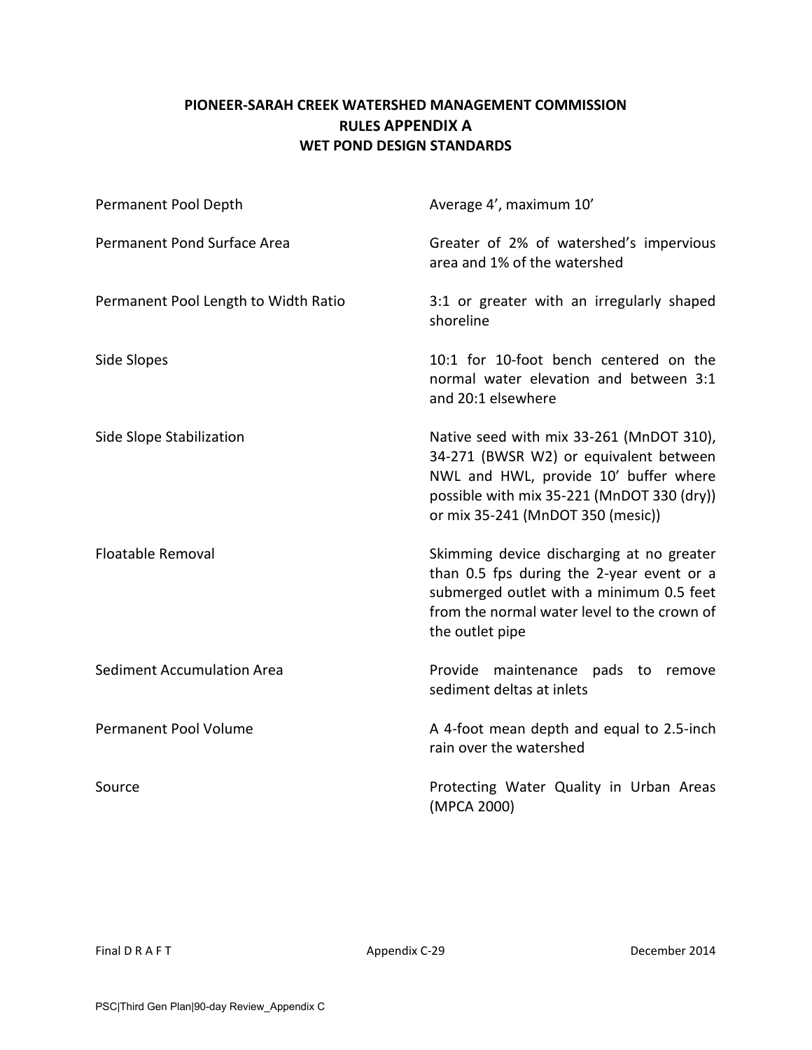# PIONEER-SARAH CREEK WATERSHED MANAGEMENT COMMISSION
## RULES APPENDIX A
## WET POND DESIGN STANDARDS

| | |
|---|---|
| Permanent Pool Depth | Average 4', maximum 10' |
| Permanent Pond Surface Area | Greater of 2% of watershed's impervious area and 1% of the watershed |
| Permanent Pool Length to Width Ratio | 3:1 or greater with an irregularly shaped shoreline |
| Side Slopes | 10:1 for 10-foot bench centered on the normal water elevation and between 3:1 and 20:1 elsewhere |
| Side Slope Stabilization | Native seed with mix 33-261 (MnDOT 310), 34-271 (BWSR W2) or equivalent between NWL and HWL, provide 10' buffer where possible with mix 35-221 (MnDOT 330 (dry)) or mix 35-241 (MnDOT 350 (mesic)) |
| Floatable Removal | Skimming device discharging at no greater than 0.5 fps during the 2-year event or a submerged outlet with a minimum 0.5 feet from the normal water level to the crown of the outlet pipe |
| Sediment Accumulation Area | Provide maintenance pads to remove sediment deltas at inlets |
| Permanent Pool Volume | A 4-foot mean depth and equal to 2.5-inch rain over the watershed |
| Source | Protecting Water Quality in Urban Areas (MPCA 2000) |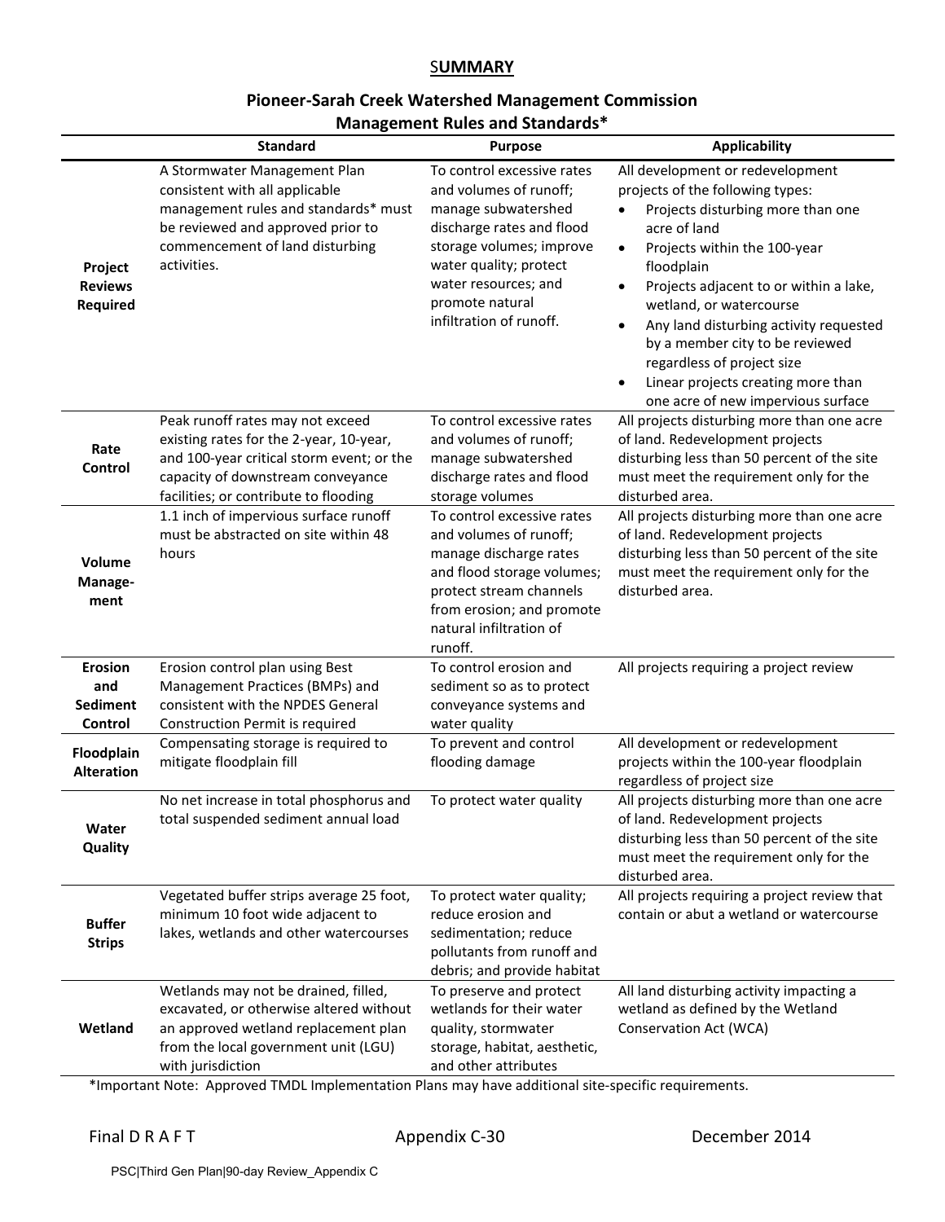## SUMMARY

### Pioneer-Sarah Creek Watershed Management Commission Management Rules and Standards*

| | Standard | Purpose | Applicability |
|---|---|---|---|
| **Project Reviews Required** | A Stormwater Management Plan consistent with all applicable management rules and standards* must be reviewed and approved prior to commencement of land disturbing activities. | To control excessive rates and volumes of runoff; manage subwatershed discharge rates and flood storage volumes; improve water quality; protect water resources; and promote natural infiltration of runoff. | All development or redevelopment projects of the following types: <br>• Projects disturbing more than one acre of land <br>• Projects within the 100-year floodplain <br>• Projects adjacent to or within a lake, wetland, or watercourse <br>• Any land disturbing activity requested by a member city to be reviewed regardless of project size <br>• Linear projects creating more than one acre of new impervious surface |
| **Rate Control** | Peak runoff rates may not exceed existing rates for the 2-year, 10-year, and 100-year critical storm event; or the capacity of downstream conveyance facilities; or contribute to flooding | To control excessive rates and volumes of runoff; manage subwatershed discharge rates and flood storage volumes | All projects disturbing more than one acre of land. Redevelopment projects disturbing less than 50 percent of the site must meet the requirement only for the disturbed area. |
| **Volume Management** | 1.1 inch of impervious surface runoff must be abstracted on site within 48 hours | To control excessive rates and volumes of runoff; manage discharge rates and flood storage volumes; protect stream channels from erosion; and promote natural infiltration of runoff. | All projects disturbing more than one acre of land. Redevelopment projects disturbing less than 50 percent of the site must meet the requirement only for the disturbed area. |
| **Erosion and Sediment Control** | Erosion control plan using Best Management Practices (BMPs) and consistent with the NPDES General Construction Permit is required | To control erosion and sediment so as to protect conveyance systems and water quality | All projects requiring a project review |
| **Floodplain Alteration** | Compensating storage is required to mitigate floodplain fill | To prevent and control flooding damage | All development or redevelopment projects within the 100-year floodplain regardless of project size |
| **Water Quality** | No net increase in total phosphorus and total suspended sediment annual load | To protect water quality | All projects disturbing more than one acre of land. Redevelopment projects disturbing less than 50 percent of the site must meet the requirement only for the disturbed area. |
| **Buffer Strips** | Vegetated buffer strips average 25 foot, minimum 10 foot wide adjacent to lakes, wetlands and other watercourses | To protect water quality; reduce erosion and sedimentation; reduce pollutants from runoff and debris; and provide habitat | All projects requiring a project review that contain or abut a wetland or watercourse |
| **Wetland** | Wetlands may not be drained, filled, excavated, or otherwise altered without an approved wetland replacement plan from the local government unit (LGU) with jurisdiction | To preserve and protect wetlands for their water quality, stormwater storage, habitat, aesthetic, and other attributes | All land disturbing activity impacting a wetland as defined by the Wetland Conservation Act (WCA) |

*Important Note: Approved TMDL Implementation Plans may have additional site-specific requirements.